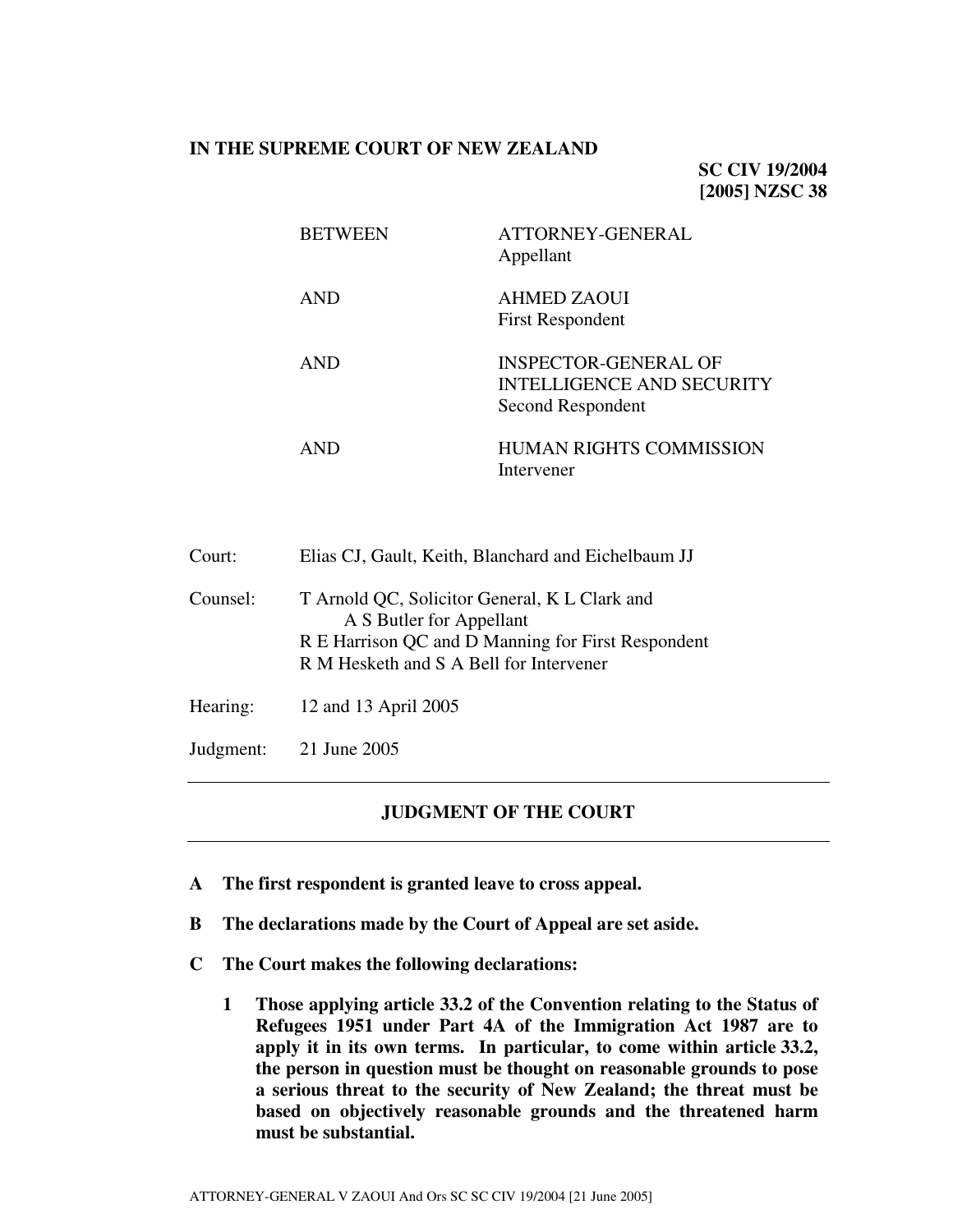**IN THE SUPREME COURT OF NEW ZEALAND**

**SC CIV 19/2004**
**[2005] NZSC 38**

| | |
|---|---|
| BETWEEN | ATTORNEY-GENERAL<br>Appellant |
| AND | AHMED ZAOUI<br>First Respondent |
| AND | INSPECTOR-GENERAL OF INTELLIGENCE AND SECURITY<br>Second Respondent |
| AND | HUMAN RIGHTS COMMISSION<br>Intervener |

| | |
|---|---|
| Court: | Elias CJ, Gault, Keith, Blanchard and Eichelbaum JJ |
| Counsel: | T Arnold QC, Solicitor General, K L Clark and A S Butler for Appellant<br>R E Harrison QC and D Manning for First Respondent<br>R M Hesketh and S A Bell for Intervener |
| Hearing: | 12 and 13 April 2005 |
| Judgment: | 21 June 2005 |

---

## JUDGMENT OF THE COURT

---

**A The first respondent is granted leave to cross appeal.**

**B The declarations made by the Court of Appeal are set aside.**

**C The Court makes the following declarations:**

**1 Those applying article 33.2 of the Convention relating to the Status of Refugees 1951 under Part 4A of the Immigration Act 1987 are to apply it in its own terms. In particular, to come within article 33.2, the person in question must be thought on reasonable grounds to pose a serious threat to the security of New Zealand; the threat must be based on objectively reasonable grounds and the threatened harm must be substantial.**

ATTORNEY-GENERAL V ZAOUI And Ors SC SC CIV 19/2004 [21 June 2005]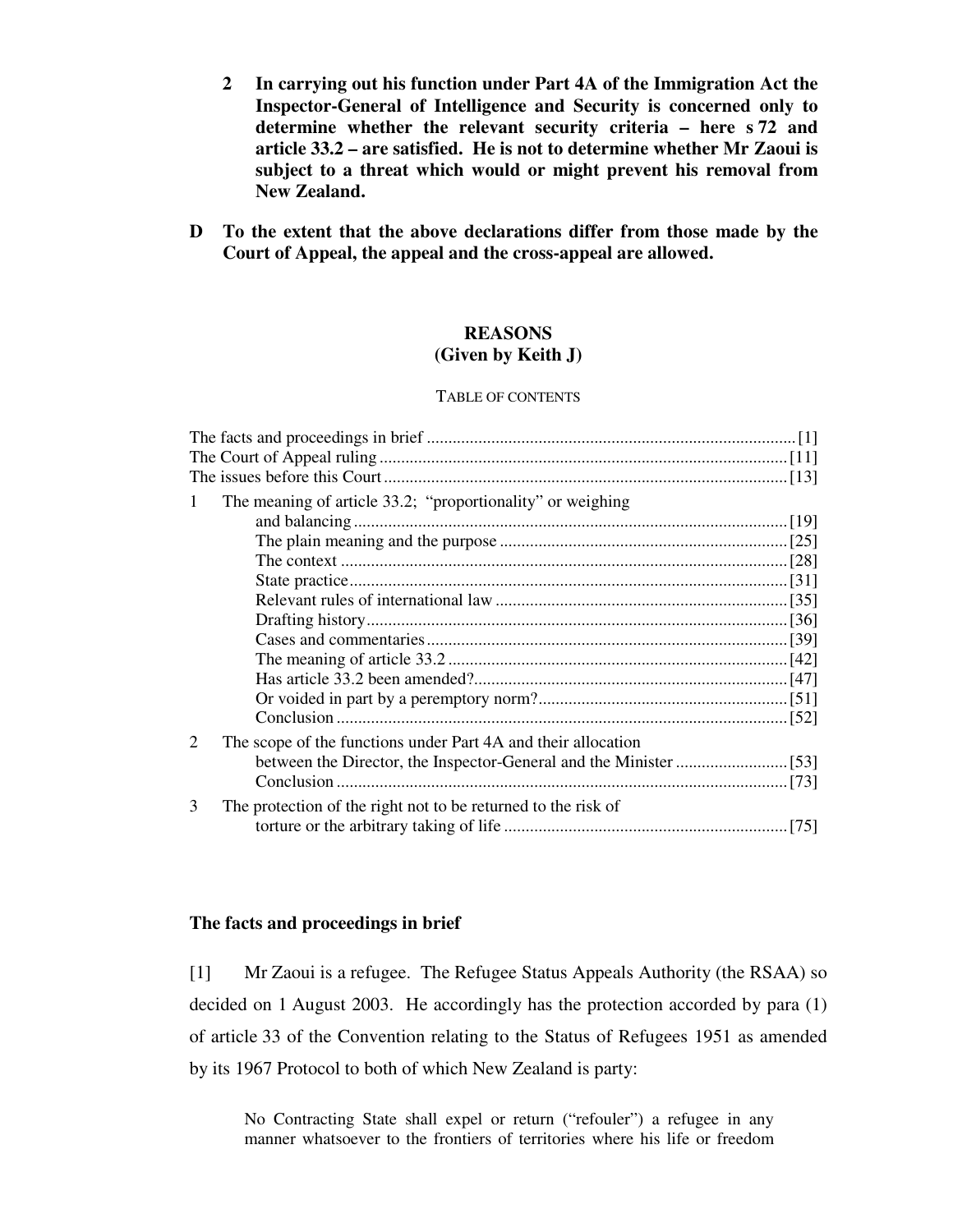**2 In carrying out his function under Part 4A of the Immigration Act the Inspector-General of Intelligence and Security is concerned only to determine whether the relevant security criteria – here s 72 and article 33.2 – are satisfied. He is not to determine whether Mr Zaoui is subject to a threat which would or might prevent his removal from New Zealand.**

**D To the extent that the above declarations differ from those made by the Court of Appeal, the appeal and the cross-appeal are allowed.**

## REASONS
## (Given by Keith J)

TABLE OF CONTENTS

The facts and proceedings in brief ..... [1]
The Court of Appeal ruling ..... [11]
The issues before this Court ..... [13]

1 The meaning of article 33.2; "proportionality" or weighing and balancing ..... [19]
- The plain meaning and the purpose ..... [25]
- The context ..... [28]
- State practice ..... [31]
- Relevant rules of international law ..... [35]
- Drafting history ..... [36]
- Cases and commentaries ..... [39]
- The meaning of article 33.2 ..... [42]
- Has article 33.2 been amended? ..... [47]
- Or voided in part by a peremptory norm? ..... [51]
- Conclusion ..... [52]

2 The scope of the functions under Part 4A and their allocation between the Director, the Inspector-General and the Minister ..... [53]
- Conclusion ..... [73]

3 The protection of the right not to be returned to the risk of torture or the arbitrary taking of life ..... [75]

### The facts and proceedings in brief

[1] Mr Zaoui is a refugee. The Refugee Status Appeals Authority (the RSAA) so decided on 1 August 2003. He accordingly has the protection accorded by para (1) of article 33 of the Convention relating to the Status of Refugees 1951 as amended by its 1967 Protocol to both of which New Zealand is party:

> No Contracting State shall expel or return ("refouler") a refugee in any manner whatsoever to the frontiers of territories where his life or freedom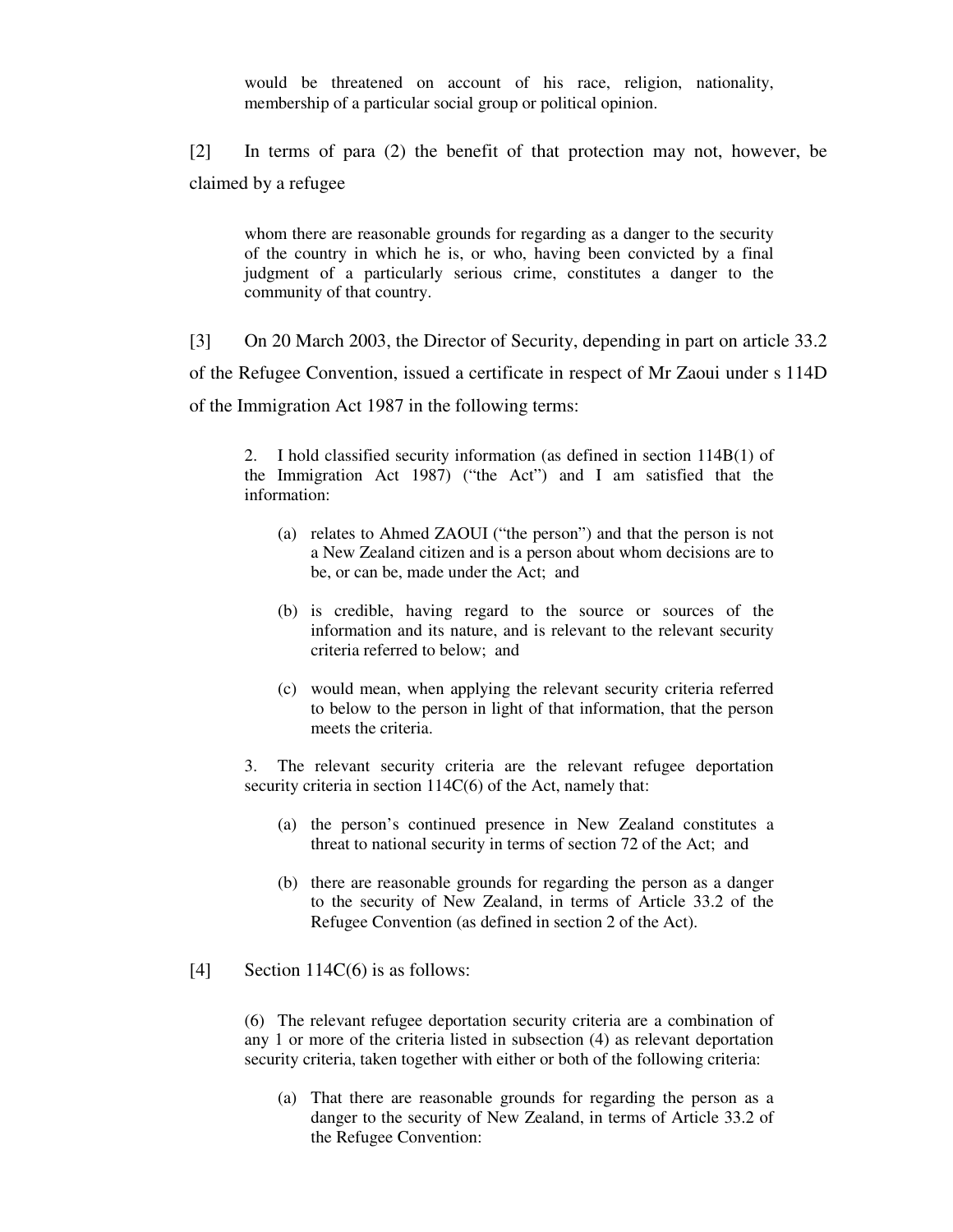> would be threatened on account of his race, religion, nationality, membership of a particular social group or political opinion.

[2] In terms of para (2) the benefit of that protection may not, however, be claimed by a refugee

> whom there are reasonable grounds for regarding as a danger to the security of the country in which he is, or who, having been convicted by a final judgment of a particularly serious crime, constitutes a danger to the community of that country.

[3] On 20 March 2003, the Director of Security, depending in part on article 33.2 of the Refugee Convention, issued a certificate in respect of Mr Zaoui under s 114D of the Immigration Act 1987 in the following terms:

> 2. I hold classified security information (as defined in section 114B(1) of the Immigration Act 1987) ("the Act") and I am satisfied that the information:
>
> (a) relates to Ahmed ZAOUI ("the person") and that the person is not a New Zealand citizen and is a person about whom decisions are to be, or can be, made under the Act; and
>
> (b) is credible, having regard to the source or sources of the information and its nature, and is relevant to the relevant security criteria referred to below; and
>
> (c) would mean, when applying the relevant security criteria referred to below to the person in light of that information, that the person meets the criteria.
>
> 3. The relevant security criteria are the relevant refugee deportation security criteria in section 114C(6) of the Act, namely that:
>
> (a) the person's continued presence in New Zealand constitutes a threat to national security in terms of section 72 of the Act; and
>
> (b) there are reasonable grounds for regarding the person as a danger to the security of New Zealand, in terms of Article 33.2 of the Refugee Convention (as defined in section 2 of the Act).

[4] Section 114C(6) is as follows:

> (6) The relevant refugee deportation security criteria are a combination of any 1 or more of the criteria listed in subsection (4) as relevant deportation security criteria, taken together with either or both of the following criteria:
>
> (a) That there are reasonable grounds for regarding the person as a danger to the security of New Zealand, in terms of Article 33.2 of the Refugee Convention: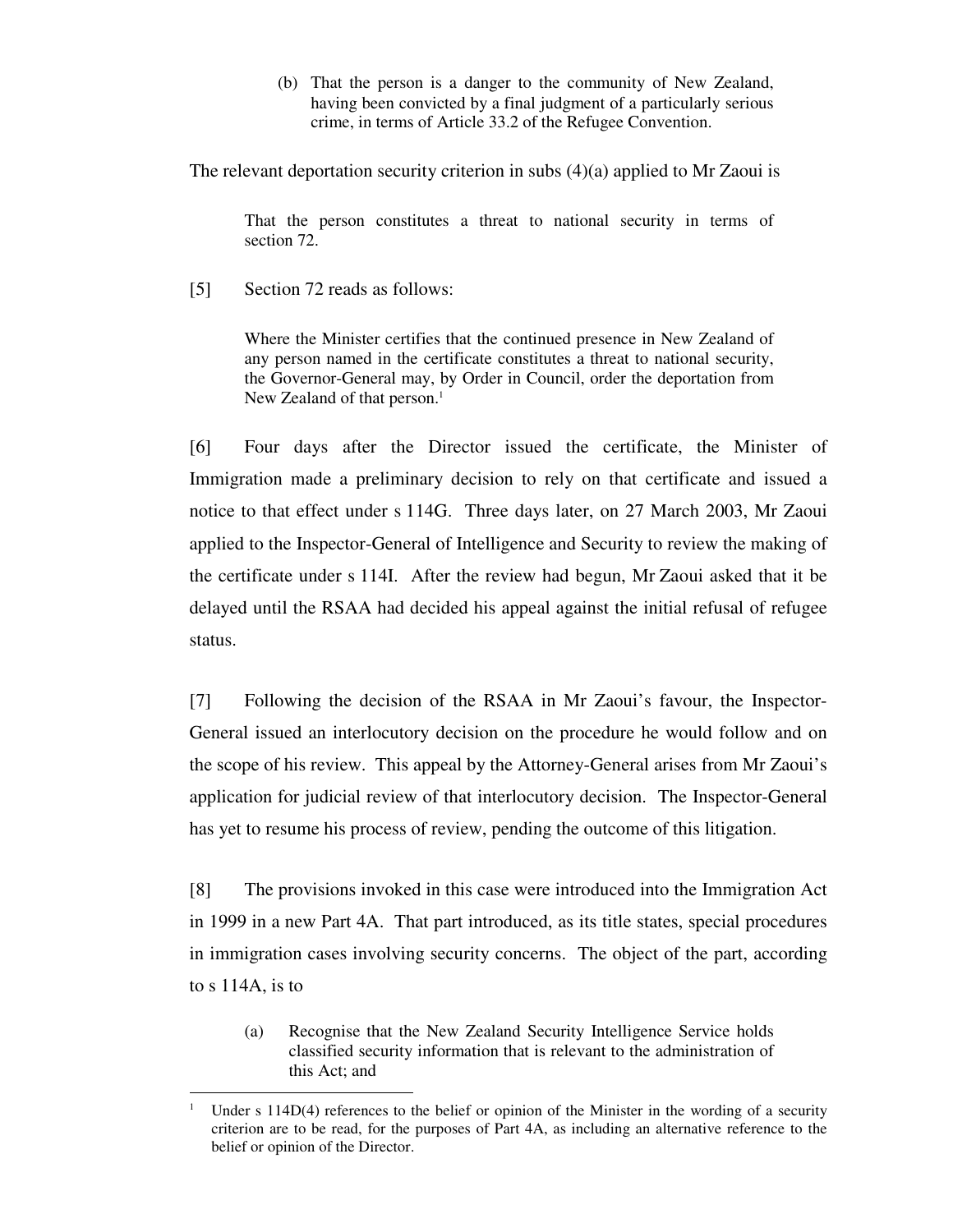> (b) That the person is a danger to the community of New Zealand, having been convicted by a final judgment of a particularly serious crime, in terms of Article 33.2 of the Refugee Convention.

The relevant deportation security criterion in subs (4)(a) applied to Mr Zaoui is

> That the person constitutes a threat to national security in terms of section 72.

[5] Section 72 reads as follows:

> Where the Minister certifies that the continued presence in New Zealand of any person named in the certificate constitutes a threat to national security, the Governor-General may, by Order in Council, order the deportation from New Zealand of that person.[1]

[6] Four days after the Director issued the certificate, the Minister of Immigration made a preliminary decision to rely on that certificate and issued a notice to that effect under s 114G. Three days later, on 27 March 2003, Mr Zaoui applied to the Inspector-General of Intelligence and Security to review the making of the certificate under s 114I. After the review had begun, Mr Zaoui asked that it be delayed until the RSAA had decided his appeal against the initial refusal of refugee status.

[7] Following the decision of the RSAA in Mr Zaoui's favour, the Inspector-General issued an interlocutory decision on the procedure he would follow and on the scope of his review. This appeal by the Attorney-General arises from Mr Zaoui's application for judicial review of that interlocutory decision. The Inspector-General has yet to resume his process of review, pending the outcome of this litigation.

[8] The provisions invoked in this case were introduced into the Immigration Act in 1999 in a new Part 4A. That part introduced, as its title states, special procedures in immigration cases involving security concerns. The object of the part, according to s 114A, is to

> (a) Recognise that the New Zealand Security Intelligence Service holds classified security information that is relevant to the administration of this Act; and

---

[1] Under s 114D(4) references to the belief or opinion of the Minister in the wording of a security criterion are to be read, for the purposes of Part 4A, as including an alternative reference to the belief or opinion of the Director.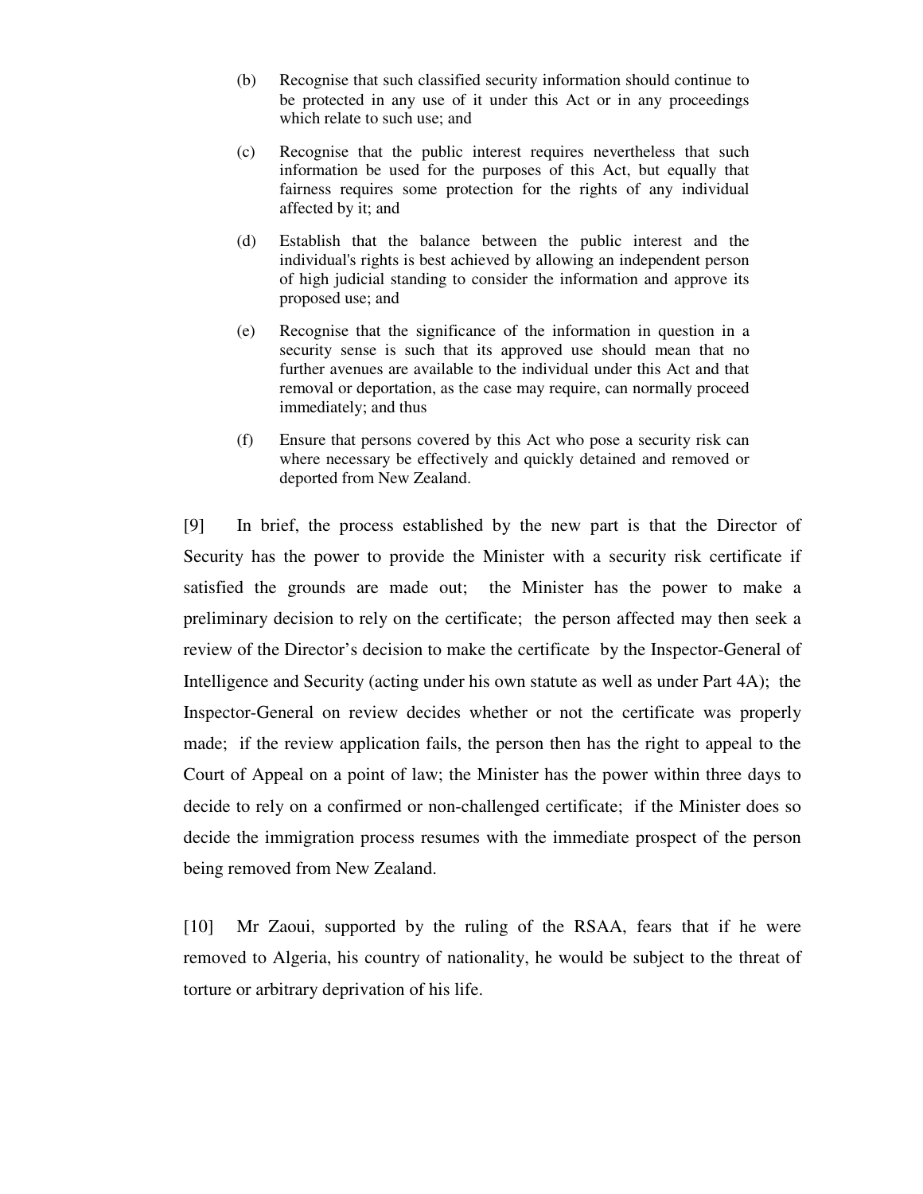(b) Recognise that such classified security information should continue to be protected in any use of it under this Act or in any proceedings which relate to such use; and

(c) Recognise that the public interest requires nevertheless that such information be used for the purposes of this Act, but equally that fairness requires some protection for the rights of any individual affected by it; and

(d) Establish that the balance between the public interest and the individual's rights is best achieved by allowing an independent person of high judicial standing to consider the information and approve its proposed use; and

(e) Recognise that the significance of the information in question in a security sense is such that its approved use should mean that no further avenues are available to the individual under this Act and that removal or deportation, as the case may require, can normally proceed immediately; and thus

(f) Ensure that persons covered by this Act who pose a security risk can where necessary be effectively and quickly detained and removed or deported from New Zealand.

[9] In brief, the process established by the new part is that the Director of Security has the power to provide the Minister with a security risk certificate if satisfied the grounds are made out; the Minister has the power to make a preliminary decision to rely on the certificate; the person affected may then seek a review of the Director's decision to make the certificate by the Inspector-General of Intelligence and Security (acting under his own statute as well as under Part 4A); the Inspector-General on review decides whether or not the certificate was properly made; if the review application fails, the person then has the right to appeal to the Court of Appeal on a point of law; the Minister has the power within three days to decide to rely on a confirmed or non-challenged certificate; if the Minister does so decide the immigration process resumes with the immediate prospect of the person being removed from New Zealand.

[10] Mr Zaoui, supported by the ruling of the RSAA, fears that if he were removed to Algeria, his country of nationality, he would be subject to the threat of torture or arbitrary deprivation of his life.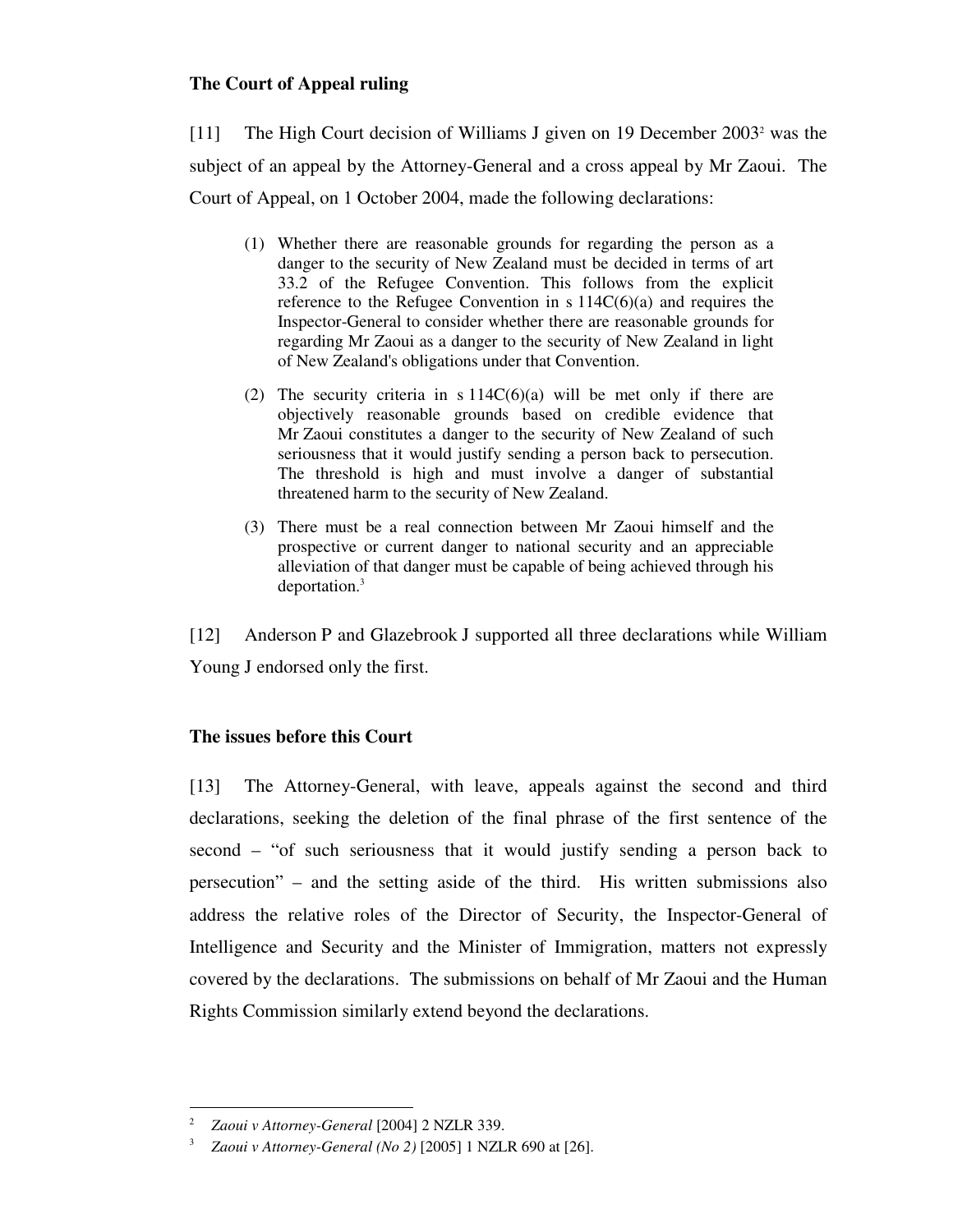### The Court of Appeal ruling

[11] The High Court decision of Williams J given on 19 December 2003[2] was the subject of an appeal by the Attorney-General and a cross appeal by Mr Zaoui. The Court of Appeal, on 1 October 2004, made the following declarations:

> (1) Whether there are reasonable grounds for regarding the person as a danger to the security of New Zealand must be decided in terms of art 33.2 of the Refugee Convention. This follows from the explicit reference to the Refugee Convention in s 114C(6)(a) and requires the Inspector-General to consider whether there are reasonable grounds for regarding Mr Zaoui as a danger to the security of New Zealand in light of New Zealand's obligations under that Convention.
>
> (2) The security criteria in s 114C(6)(a) will be met only if there are objectively reasonable grounds based on credible evidence that Mr Zaoui constitutes a danger to the security of New Zealand of such seriousness that it would justify sending a person back to persecution. The threshold is high and must involve a danger of substantial threatened harm to the security of New Zealand.
>
> (3) There must be a real connection between Mr Zaoui himself and the prospective or current danger to national security and an appreciable alleviation of that danger must be capable of being achieved through his deportation.[3]

[12] Anderson P and Glazebrook J supported all three declarations while William Young J endorsed only the first.

### The issues before this Court

[13] The Attorney-General, with leave, appeals against the second and third declarations, seeking the deletion of the final phrase of the first sentence of the second – "of such seriousness that it would justify sending a person back to persecution" – and the setting aside of the third. His written submissions also address the relative roles of the Director of Security, the Inspector-General of Intelligence and Security and the Minister of Immigration, matters not expressly covered by the declarations. The submissions on behalf of Mr Zaoui and the Human Rights Commission similarly extend beyond the declarations.

---

[2] *Zaoui v Attorney-General* [2004] 2 NZLR 339.

[3] *Zaoui v Attorney-General (No 2)* [2005] 1 NZLR 690 at [26].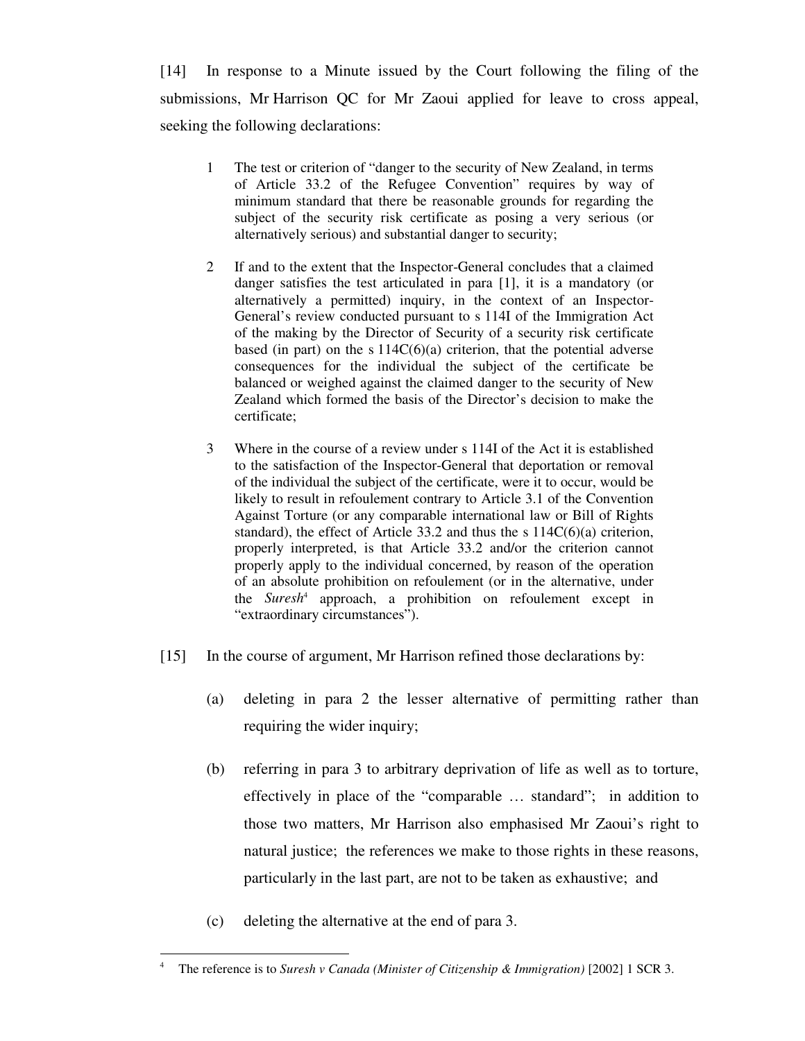[14] In response to a Minute issued by the Court following the filing of the submissions, Mr Harrison QC for Mr Zaoui applied for leave to cross appeal, seeking the following declarations:

> 1 The test or criterion of "danger to the security of New Zealand, in terms of Article 33.2 of the Refugee Convention" requires by way of minimum standard that there be reasonable grounds for regarding the subject of the security risk certificate as posing a very serious (or alternatively serious) and substantial danger to security;
>
> 2 If and to the extent that the Inspector-General concludes that a claimed danger satisfies the test articulated in para [1], it is a mandatory (or alternatively a permitted) inquiry, in the context of an Inspector-General's review conducted pursuant to s 114I of the Immigration Act of the making by the Director of Security of a security risk certificate based (in part) on the s 114C(6)(a) criterion, that the potential adverse consequences for the individual the subject of the certificate be balanced or weighed against the claimed danger to the security of New Zealand which formed the basis of the Director's decision to make the certificate;
>
> 3 Where in the course of a review under s 114I of the Act it is established to the satisfaction of the Inspector-General that deportation or removal of the individual the subject of the certificate, were it to occur, would be likely to result in refoulement contrary to Article 3.1 of the Convention Against Torture (or any comparable international law or Bill of Rights standard), the effect of Article 33.2 and thus the s 114C(6)(a) criterion, properly interpreted, is that Article 33.2 and/or the criterion cannot properly apply to the individual concerned, by reason of the operation of an absolute prohibition on refoulement (or in the alternative, under the *Suresh*[4] approach, a prohibition on refoulement except in "extraordinary circumstances").

[15] In the course of argument, Mr Harrison refined those declarations by:

(a) deleting in para 2 the lesser alternative of permitting rather than requiring the wider inquiry;

(b) referring in para 3 to arbitrary deprivation of life as well as to torture, effectively in place of the "comparable … standard"; in addition to those two matters, Mr Harrison also emphasised Mr Zaoui's right to natural justice; the references we make to those rights in these reasons, particularly in the last part, are not to be taken as exhaustive; and

(c) deleting the alternative at the end of para 3.

---

[4] The reference is to *Suresh v Canada (Minister of Citizenship & Immigration)* [2002] 1 SCR 3.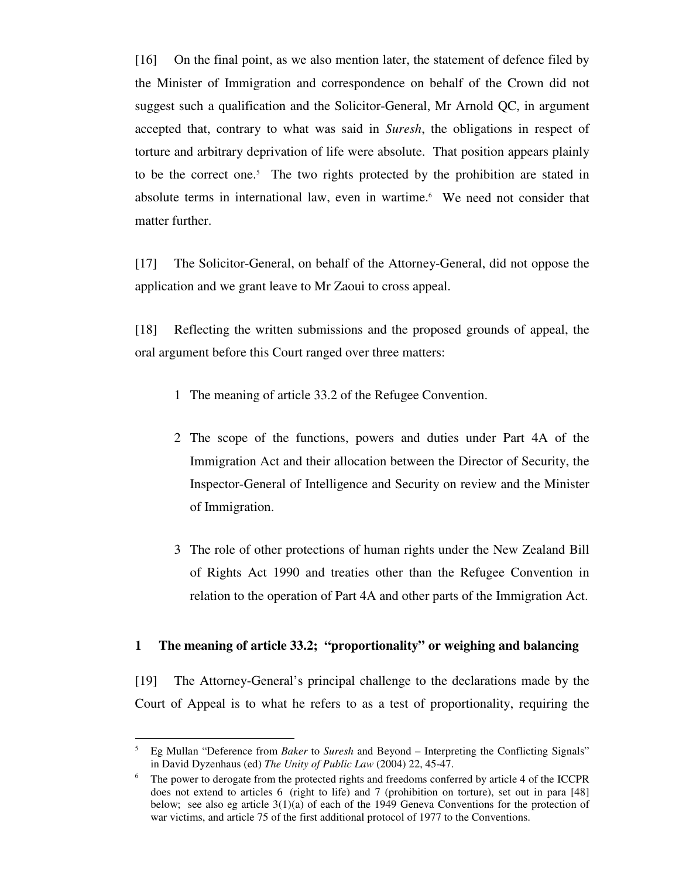[16] On the final point, as we also mention later, the statement of defence filed by the Minister of Immigration and correspondence on behalf of the Crown did not suggest such a qualification and the Solicitor-General, Mr Arnold QC, in argument accepted that, contrary to what was said in *Suresh*, the obligations in respect of torture and arbitrary deprivation of life were absolute. That position appears plainly to be the correct one.[5] The two rights protected by the prohibition are stated in absolute terms in international law, even in wartime.[6] We need not consider that matter further.

[17] The Solicitor-General, on behalf of the Attorney-General, did not oppose the application and we grant leave to Mr Zaoui to cross appeal.

[18] Reflecting the written submissions and the proposed grounds of appeal, the oral argument before this Court ranged over three matters:

1 The meaning of article 33.2 of the Refugee Convention.

2 The scope of the functions, powers and duties under Part 4A of the Immigration Act and their allocation between the Director of Security, the Inspector-General of Intelligence and Security on review and the Minister of Immigration.

3 The role of other protections of human rights under the New Zealand Bill of Rights Act 1990 and treaties other than the Refugee Convention in relation to the operation of Part 4A and other parts of the Immigration Act.

## 1 The meaning of article 33.2; "proportionality" or weighing and balancing

[19] The Attorney-General's principal challenge to the declarations made by the Court of Appeal is to what he refers to as a test of proportionality, requiring the

---

[5] Eg Mullan "Deference from *Baker* to *Suresh* and Beyond – Interpreting the Conflicting Signals" in David Dyzenhaus (ed) *The Unity of Public Law* (2004) 22, 45-47.

[6] The power to derogate from the protected rights and freedoms conferred by article 4 of the ICCPR does not extend to articles 6 (right to life) and 7 (prohibition on torture), set out in para [48] below; see also eg article 3(1)(a) of each of the 1949 Geneva Conventions for the protection of war victims, and article 75 of the first additional protocol of 1977 to the Conventions.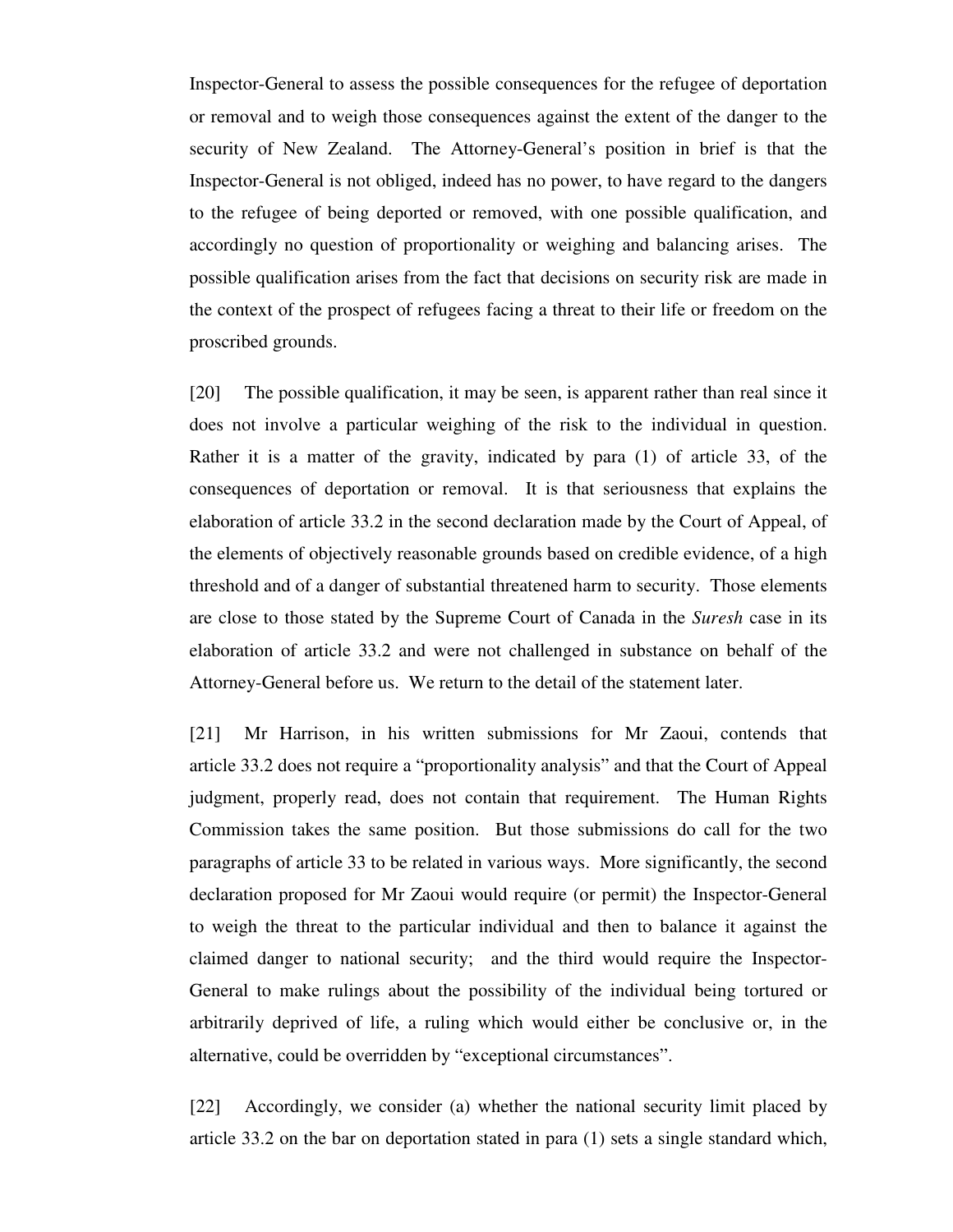Inspector-General to assess the possible consequences for the refugee of deportation or removal and to weigh those consequences against the extent of the danger to the security of New Zealand. The Attorney-General's position in brief is that the Inspector-General is not obliged, indeed has no power, to have regard to the dangers to the refugee of being deported or removed, with one possible qualification, and accordingly no question of proportionality or weighing and balancing arises. The possible qualification arises from the fact that decisions on security risk are made in the context of the prospect of refugees facing a threat to their life or freedom on the proscribed grounds.

[20] The possible qualification, it may be seen, is apparent rather than real since it does not involve a particular weighing of the risk to the individual in question. Rather it is a matter of the gravity, indicated by para (1) of article 33, of the consequences of deportation or removal. It is that seriousness that explains the elaboration of article 33.2 in the second declaration made by the Court of Appeal, of the elements of objectively reasonable grounds based on credible evidence, of a high threshold and of a danger of substantial threatened harm to security. Those elements are close to those stated by the Supreme Court of Canada in the *Suresh* case in its elaboration of article 33.2 and were not challenged in substance on behalf of the Attorney-General before us. We return to the detail of the statement later.

[21] Mr Harrison, in his written submissions for Mr Zaoui, contends that article 33.2 does not require a "proportionality analysis" and that the Court of Appeal judgment, properly read, does not contain that requirement. The Human Rights Commission takes the same position. But those submissions do call for the two paragraphs of article 33 to be related in various ways. More significantly, the second declaration proposed for Mr Zaoui would require (or permit) the Inspector-General to weigh the threat to the particular individual and then to balance it against the claimed danger to national security; and the third would require the Inspector-General to make rulings about the possibility of the individual being tortured or arbitrarily deprived of life, a ruling which would either be conclusive or, in the alternative, could be overridden by "exceptional circumstances".

[22] Accordingly, we consider (a) whether the national security limit placed by article 33.2 on the bar on deportation stated in para (1) sets a single standard which,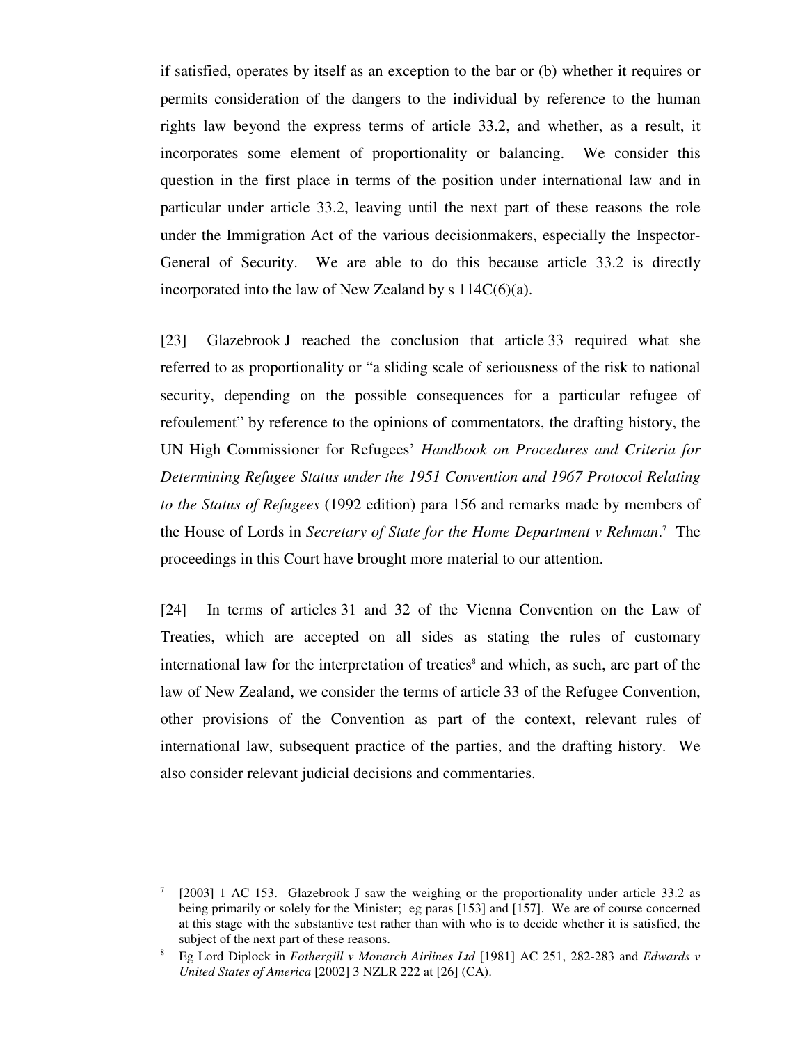if satisfied, operates by itself as an exception to the bar or (b) whether it requires or permits consideration of the dangers to the individual by reference to the human rights law beyond the express terms of article 33.2, and whether, as a result, it incorporates some element of proportionality or balancing. We consider this question in the first place in terms of the position under international law and in particular under article 33.2, leaving until the next part of these reasons the role under the Immigration Act of the various decisionmakers, especially the Inspector-General of Security. We are able to do this because article 33.2 is directly incorporated into the law of New Zealand by s 114C(6)(a).

[23] Glazebrook J reached the conclusion that article 33 required what she referred to as proportionality or "a sliding scale of seriousness of the risk to national security, depending on the possible consequences for a particular refugee of refoulement" by reference to the opinions of commentators, the drafting history, the UN High Commissioner for Refugees' *Handbook on Procedures and Criteria for Determining Refugee Status under the 1951 Convention and 1967 Protocol Relating to the Status of Refugees* (1992 edition) para 156 and remarks made by members of the House of Lords in *Secretary of State for the Home Department v Rehman*.[7] The proceedings in this Court have brought more material to our attention.

[24] In terms of articles 31 and 32 of the Vienna Convention on the Law of Treaties, which are accepted on all sides as stating the rules of customary international law for the interpretation of treaties[8] and which, as such, are part of the law of New Zealand, we consider the terms of article 33 of the Refugee Convention, other provisions of the Convention as part of the context, relevant rules of international law, subsequent practice of the parties, and the drafting history. We also consider relevant judicial decisions and commentaries.

---

[7] [2003] 1 AC 153. Glazebrook J saw the weighing or the proportionality under article 33.2 as being primarily or solely for the Minister; eg paras [153] and [157]. We are of course concerned at this stage with the substantive test rather than with who is to decide whether it is satisfied, the subject of the next part of these reasons.

[8] Eg Lord Diplock in *Fothergill v Monarch Airlines Ltd* [1981] AC 251, 282-283 and *Edwards v United States of America* [2002] 3 NZLR 222 at [26] (CA).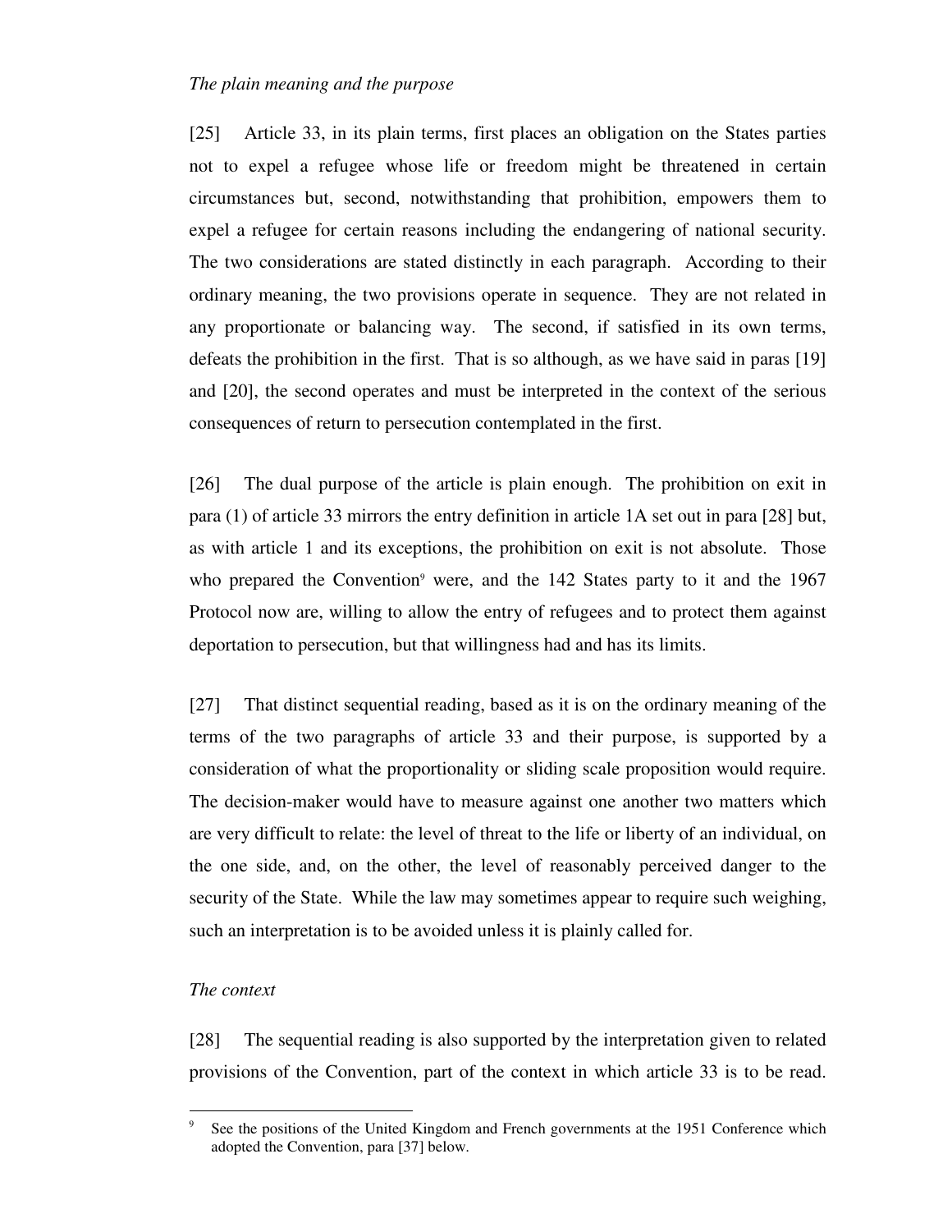*The plain meaning and the purpose*

[25] Article 33, in its plain terms, first places an obligation on the States parties not to expel a refugee whose life or freedom might be threatened in certain circumstances but, second, notwithstanding that prohibition, empowers them to expel a refugee for certain reasons including the endangering of national security. The two considerations are stated distinctly in each paragraph. According to their ordinary meaning, the two provisions operate in sequence. They are not related in any proportionate or balancing way. The second, if satisfied in its own terms, defeats the prohibition in the first. That is so although, as we have said in paras [19] and [20], the second operates and must be interpreted in the context of the serious consequences of return to persecution contemplated in the first.

[26] The dual purpose of the article is plain enough. The prohibition on exit in para (1) of article 33 mirrors the entry definition in article 1A set out in para [28] but, as with article 1 and its exceptions, the prohibition on exit is not absolute. Those who prepared the Convention[9] were, and the 142 States party to it and the 1967 Protocol now are, willing to allow the entry of refugees and to protect them against deportation to persecution, but that willingness had and has its limits.

[27] That distinct sequential reading, based as it is on the ordinary meaning of the terms of the two paragraphs of article 33 and their purpose, is supported by a consideration of what the proportionality or sliding scale proposition would require. The decision-maker would have to measure against one another two matters which are very difficult to relate: the level of threat to the life or liberty of an individual, on the one side, and, on the other, the level of reasonably perceived danger to the security of the State. While the law may sometimes appear to require such weighing, such an interpretation is to be avoided unless it is plainly called for.

*The context*

[28] The sequential reading is also supported by the interpretation given to related provisions of the Convention, part of the context in which article 33 is to be read.

---

[9] See the positions of the United Kingdom and French governments at the 1951 Conference which adopted the Convention, para [37] below.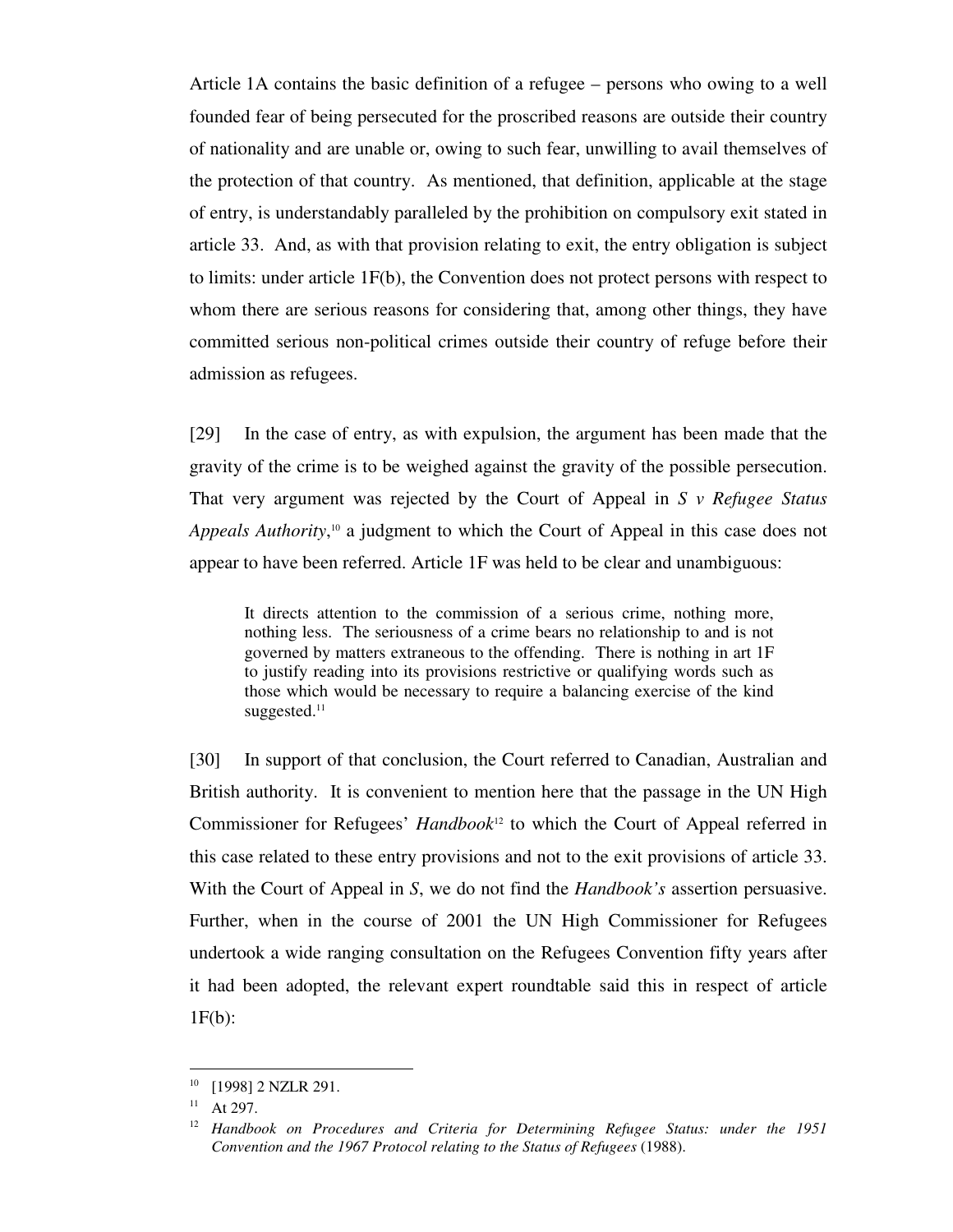Article 1A contains the basic definition of a refugee – persons who owing to a well founded fear of being persecuted for the proscribed reasons are outside their country of nationality and are unable or, owing to such fear, unwilling to avail themselves of the protection of that country. As mentioned, that definition, applicable at the stage of entry, is understandably paralleled by the prohibition on compulsory exit stated in article 33. And, as with that provision relating to exit, the entry obligation is subject to limits: under article 1F(b), the Convention does not protect persons with respect to whom there are serious reasons for considering that, among other things, they have committed serious non-political crimes outside their country of refuge before their admission as refugees.

[29] In the case of entry, as with expulsion, the argument has been made that the gravity of the crime is to be weighed against the gravity of the possible persecution. That very argument was rejected by the Court of Appeal in *S v Refugee Status Appeals Authority*,[10] a judgment to which the Court of Appeal in this case does not appear to have been referred. Article 1F was held to be clear and unambiguous:

> It directs attention to the commission of a serious crime, nothing more, nothing less. The seriousness of a crime bears no relationship to and is not governed by matters extraneous to the offending. There is nothing in art 1F to justify reading into its provisions restrictive or qualifying words such as those which would be necessary to require a balancing exercise of the kind suggested.[11]

[30] In support of that conclusion, the Court referred to Canadian, Australian and British authority. It is convenient to mention here that the passage in the UN High Commissioner for Refugees' *Handbook*[12] to which the Court of Appeal referred in this case related to these entry provisions and not to the exit provisions of article 33. With the Court of Appeal in *S*, we do not find the *Handbook's* assertion persuasive. Further, when in the course of 2001 the UN High Commissioner for Refugees undertook a wide ranging consultation on the Refugees Convention fifty years after it had been adopted, the relevant expert roundtable said this in respect of article 1F(b):

---

[10] [1998] 2 NZLR 291.

[11] At 297.

[12] *Handbook on Procedures and Criteria for Determining Refugee Status: under the 1951 Convention and the 1967 Protocol relating to the Status of Refugees* (1988).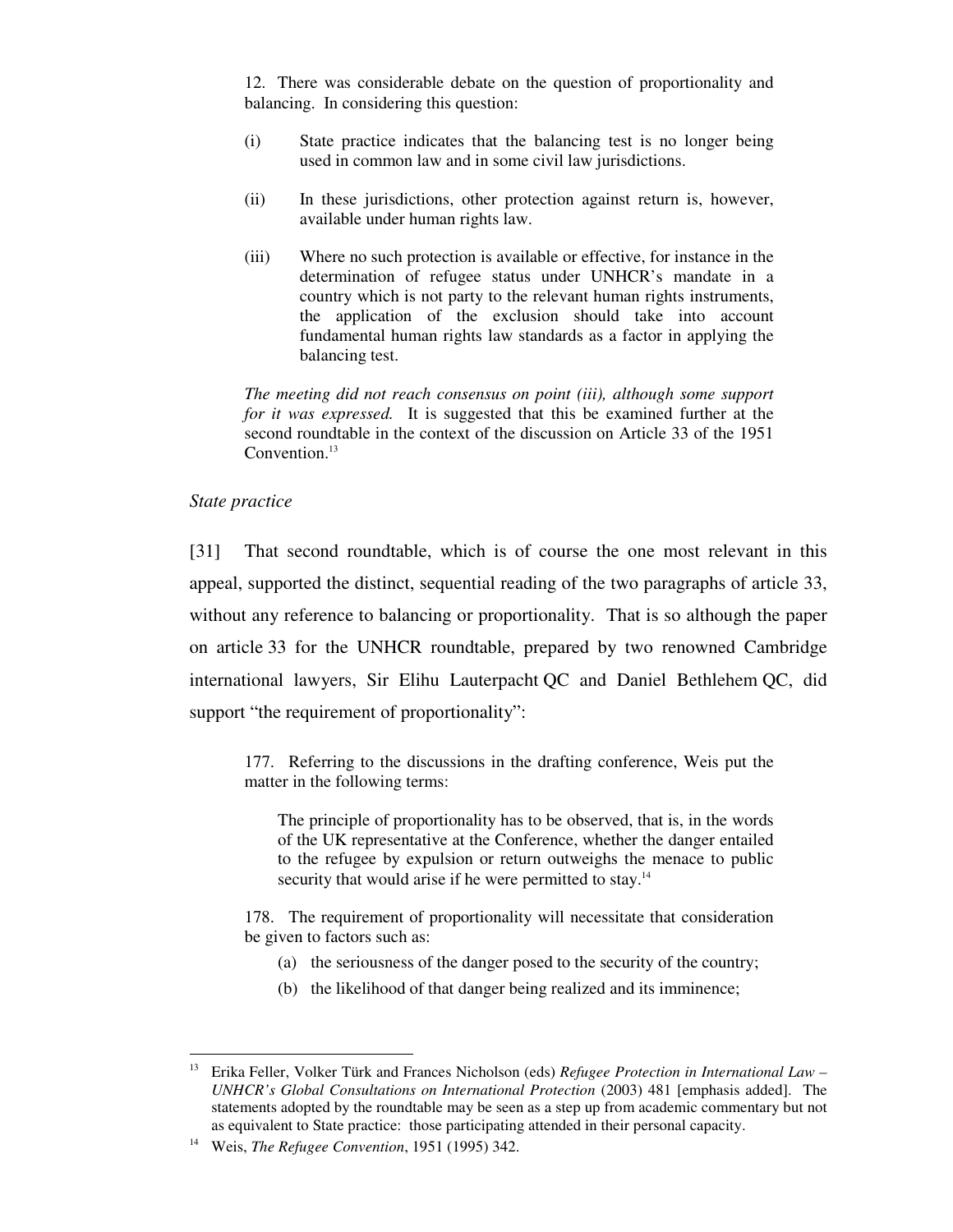> 12. There was considerable debate on the question of proportionality and balancing. In considering this question:
>
> (i) State practice indicates that the balancing test is no longer being used in common law and in some civil law jurisdictions.
>
> (ii) In these jurisdictions, other protection against return is, however, available under human rights law.
>
> (iii) Where no such protection is available or effective, for instance in the determination of refugee status under UNHCR's mandate in a country which is not party to the relevant human rights instruments, the application of the exclusion should take into account fundamental human rights law standards as a factor in applying the balancing test.
>
> *The meeting did not reach consensus on point (iii), although some support for it was expressed.* It is suggested that this be examined further at the second roundtable in the context of the discussion on Article 33 of the 1951 Convention.[13]

*State practice*

[31] That second roundtable, which is of course the one most relevant in this appeal, supported the distinct, sequential reading of the two paragraphs of article 33, without any reference to balancing or proportionality. That is so although the paper on article 33 for the UNHCR roundtable, prepared by two renowned Cambridge international lawyers, Sir Elihu Lauterpacht QC and Daniel Bethlehem QC, did support "the requirement of proportionality":

> 177. Referring to the discussions in the drafting conference, Weis put the matter in the following terms:
>
> > The principle of proportionality has to be observed, that is, in the words of the UK representative at the Conference, whether the danger entailed to the refugee by expulsion or return outweighs the menace to public security that would arise if he were permitted to stay.[14]
>
> 178. The requirement of proportionality will necessitate that consideration be given to factors such as:
>
> (a) the seriousness of the danger posed to the security of the country;
>
> (b) the likelihood of that danger being realized and its imminence;

---

[13] Erika Feller, Volker Türk and Frances Nicholson (eds) *Refugee Protection in International Law – UNHCR's Global Consultations on International Protection* (2003) 481 [emphasis added]. The statements adopted by the roundtable may be seen as a step up from academic commentary but not as equivalent to State practice: those participating attended in their personal capacity.

[14] Weis, *The Refugee Convention*, 1951 (1995) 342.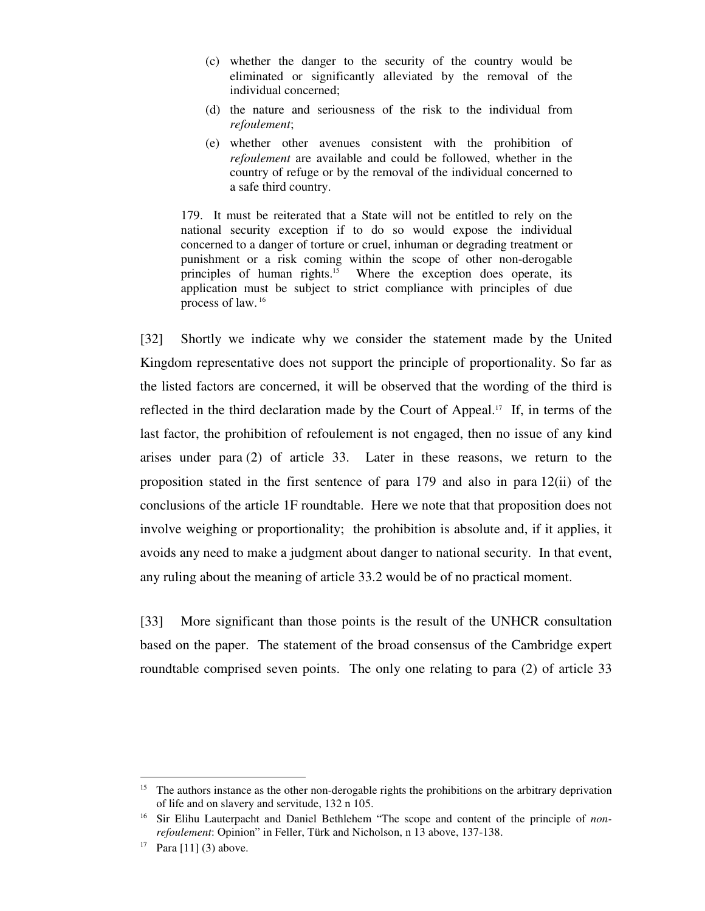> (c) whether the danger to the security of the country would be eliminated or significantly alleviated by the removal of the individual concerned;
>
> (d) the nature and seriousness of the risk to the individual from *refoulement*;
>
> (e) whether other avenues consistent with the prohibition of *refoulement* are available and could be followed, whether in the country of refuge or by the removal of the individual concerned to a safe third country.
>
> 179. It must be reiterated that a State will not be entitled to rely on the national security exception if to do so would expose the individual concerned to a danger of torture or cruel, inhuman or degrading treatment or punishment or a risk coming within the scope of other non-derogable principles of human rights.[15] Where the exception does operate, its application must be subject to strict compliance with principles of due process of law.[16]

[32] Shortly we indicate why we consider the statement made by the United Kingdom representative does not support the principle of proportionality. So far as the listed factors are concerned, it will be observed that the wording of the third is reflected in the third declaration made by the Court of Appeal.[17] If, in terms of the last factor, the prohibition of refoulement is not engaged, then no issue of any kind arises under para (2) of article 33. Later in these reasons, we return to the proposition stated in the first sentence of para 179 and also in para 12(ii) of the conclusions of the article 1F roundtable. Here we note that that proposition does not involve weighing or proportionality; the prohibition is absolute and, if it applies, it avoids any need to make a judgment about danger to national security. In that event, any ruling about the meaning of article 33.2 would be of no practical moment.

[33] More significant than those points is the result of the UNHCR consultation based on the paper. The statement of the broad consensus of the Cambridge expert roundtable comprised seven points. The only one relating to para (2) of article 33

---

[15] The authors instance as the other non-derogable rights the prohibitions on the arbitrary deprivation of life and on slavery and servitude, 132 n 105.

[16] Sir Elihu Lauterpacht and Daniel Bethlehem "The scope and content of the principle of *non-refoulement*: Opinion" in Feller, Türk and Nicholson, n 13 above, 137-138.

[17] Para [11] (3) above.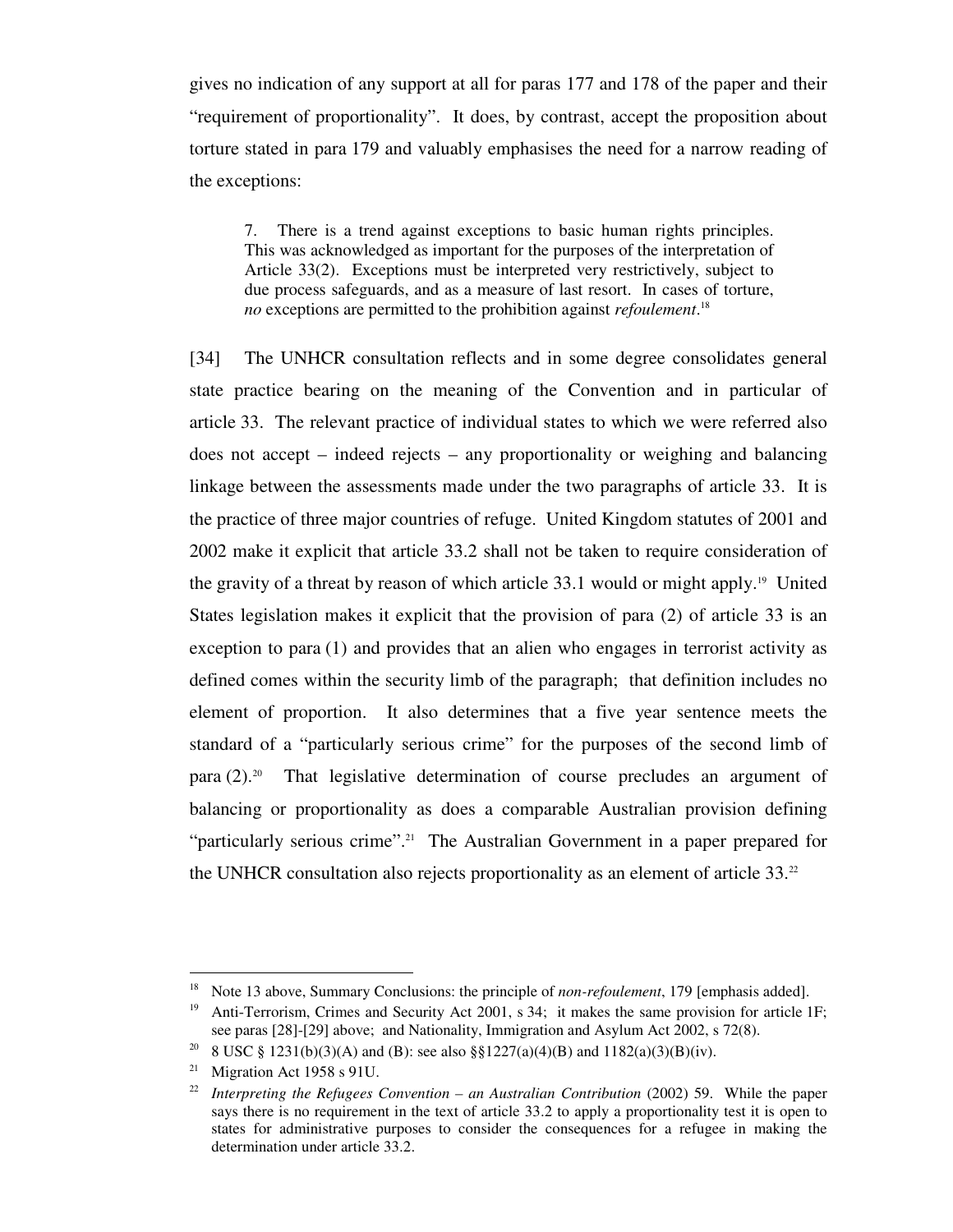gives no indication of any support at all for paras 177 and 178 of the paper and their "requirement of proportionality". It does, by contrast, accept the proposition about torture stated in para 179 and valuably emphasises the need for a narrow reading of the exceptions:

> 7. There is a trend against exceptions to basic human rights principles. This was acknowledged as important for the purposes of the interpretation of Article 33(2). Exceptions must be interpreted very restrictively, subject to due process safeguards, and as a measure of last resort. In cases of torture, *no* exceptions are permitted to the prohibition against *refoulement*.[18]

[34] The UNHCR consultation reflects and in some degree consolidates general state practice bearing on the meaning of the Convention and in particular of article 33. The relevant practice of individual states to which we were referred also does not accept – indeed rejects – any proportionality or weighing and balancing linkage between the assessments made under the two paragraphs of article 33. It is the practice of three major countries of refuge. United Kingdom statutes of 2001 and 2002 make it explicit that article 33.2 shall not be taken to require consideration of the gravity of a threat by reason of which article 33.1 would or might apply.[19] United States legislation makes it explicit that the provision of para (2) of article 33 is an exception to para (1) and provides that an alien who engages in terrorist activity as defined comes within the security limb of the paragraph; that definition includes no element of proportion. It also determines that a five year sentence meets the standard of a "particularly serious crime" for the purposes of the second limb of para (2).[20] That legislative determination of course precludes an argument of balancing or proportionality as does a comparable Australian provision defining "particularly serious crime".[21] The Australian Government in a paper prepared for the UNHCR consultation also rejects proportionality as an element of article 33.[22]

---

[18] Note 13 above, Summary Conclusions: the principle of *non-refoulement*, 179 [emphasis added].

[19] Anti-Terrorism, Crimes and Security Act 2001, s 34; it makes the same provision for article 1F; see paras [28]-[29] above; and Nationality, Immigration and Asylum Act 2002, s 72(8).

[20] 8 USC § 1231(b)(3)(A) and (B): see also §§1227(a)(4)(B) and 1182(a)(3)(B)(iv).

[21] Migration Act 1958 s 91U.

[22] *Interpreting the Refugees Convention – an Australian Contribution* (2002) 59. While the paper says there is no requirement in the text of article 33.2 to apply a proportionality test it is open to states for administrative purposes to consider the consequences for a refugee in making the determination under article 33.2.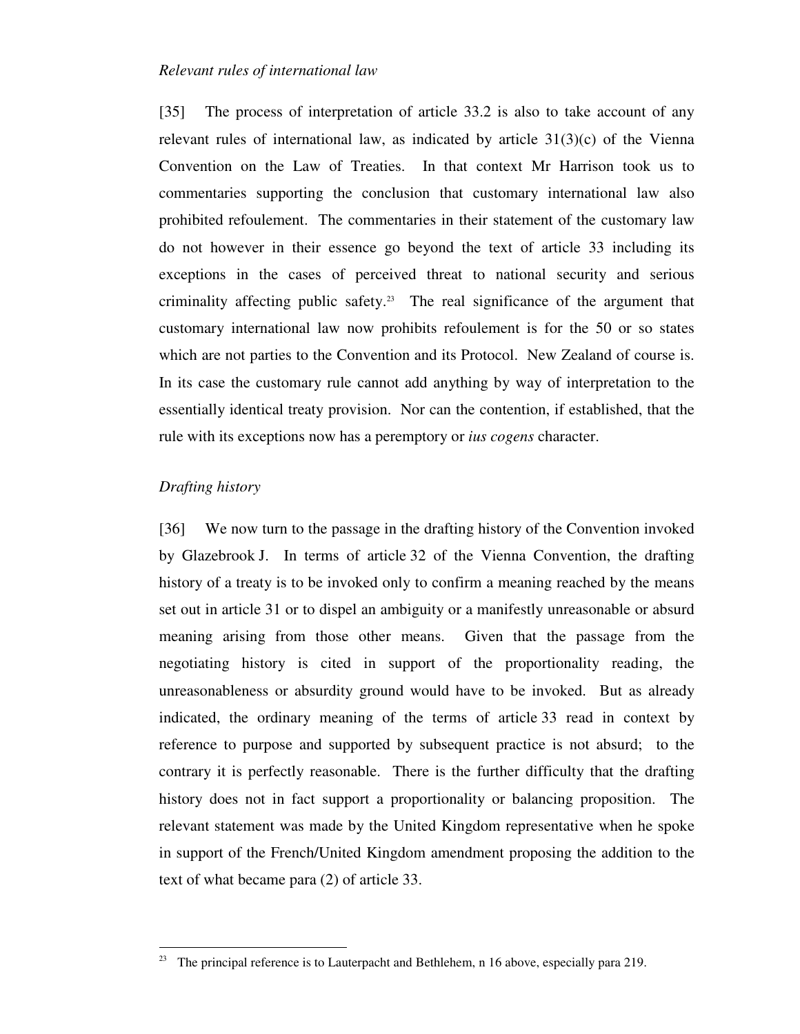*Relevant rules of international law*

[35] The process of interpretation of article 33.2 is also to take account of any relevant rules of international law, as indicated by article 31(3)(c) of the Vienna Convention on the Law of Treaties. In that context Mr Harrison took us to commentaries supporting the conclusion that customary international law also prohibited refoulement. The commentaries in their statement of the customary law do not however in their essence go beyond the text of article 33 including its exceptions in the cases of perceived threat to national security and serious criminality affecting public safety.[23] The real significance of the argument that customary international law now prohibits refoulement is for the 50 or so states which are not parties to the Convention and its Protocol. New Zealand of course is. In its case the customary rule cannot add anything by way of interpretation to the essentially identical treaty provision. Nor can the contention, if established, that the rule with its exceptions now has a peremptory or *ius cogens* character.

*Drafting history*

[36] We now turn to the passage in the drafting history of the Convention invoked by Glazebrook J. In terms of article 32 of the Vienna Convention, the drafting history of a treaty is to be invoked only to confirm a meaning reached by the means set out in article 31 or to dispel an ambiguity or a manifestly unreasonable or absurd meaning arising from those other means. Given that the passage from the negotiating history is cited in support of the proportionality reading, the unreasonableness or absurdity ground would have to be invoked. But as already indicated, the ordinary meaning of the terms of article 33 read in context by reference to purpose and supported by subsequent practice is not absurd; to the contrary it is perfectly reasonable. There is the further difficulty that the drafting history does not in fact support a proportionality or balancing proposition. The relevant statement was made by the United Kingdom representative when he spoke in support of the French/United Kingdom amendment proposing the addition to the text of what became para (2) of article 33.

---

[23] The principal reference is to Lauterpacht and Bethlehem, n 16 above, especially para 219.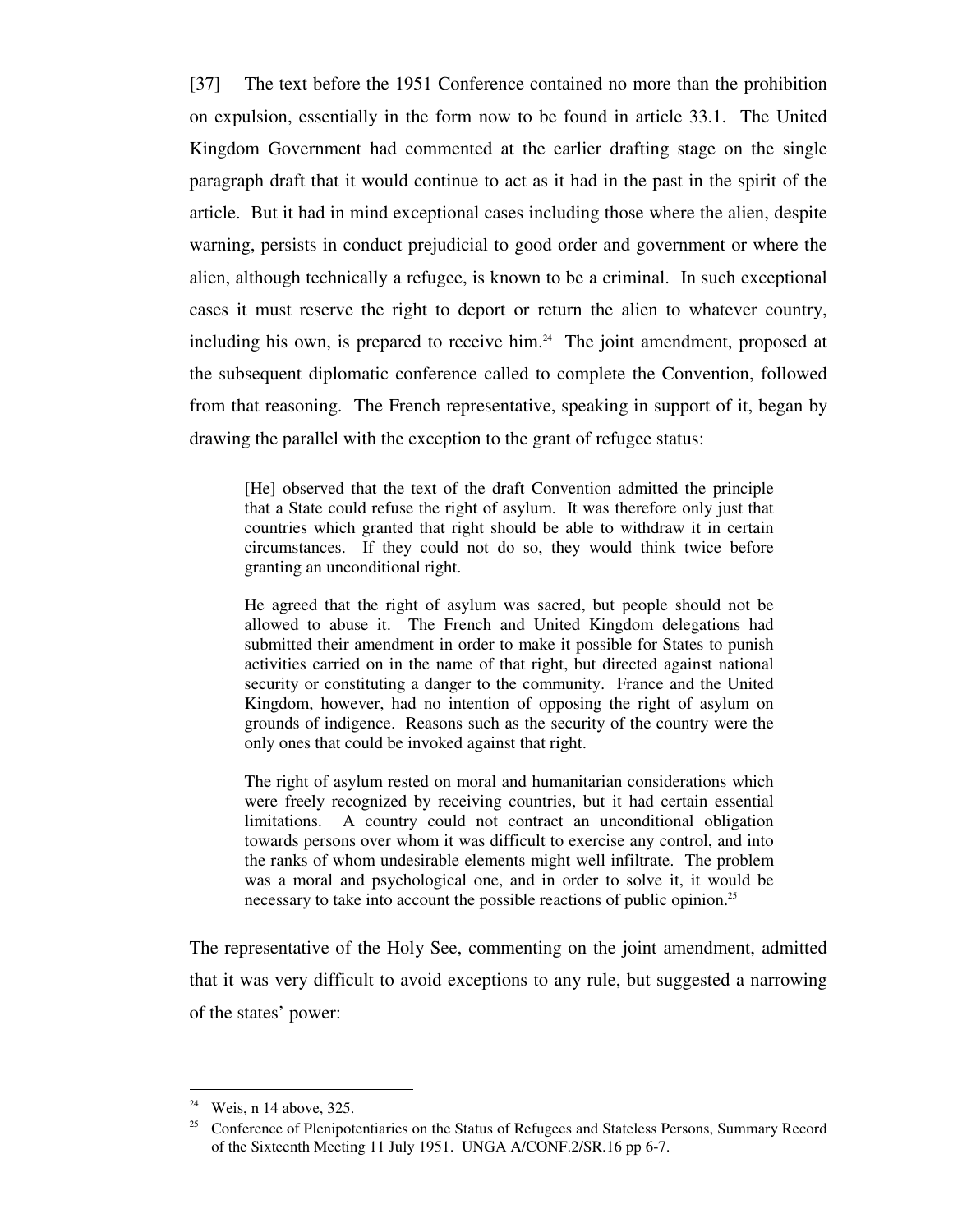[37] The text before the 1951 Conference contained no more than the prohibition on expulsion, essentially in the form now to be found in article 33.1. The United Kingdom Government had commented at the earlier drafting stage on the single paragraph draft that it would continue to act as it had in the past in the spirit of the article. But it had in mind exceptional cases including those where the alien, despite warning, persists in conduct prejudicial to good order and government or where the alien, although technically a refugee, is known to be a criminal. In such exceptional cases it must reserve the right to deport or return the alien to whatever country, including his own, is prepared to receive him.[24] The joint amendment, proposed at the subsequent diplomatic conference called to complete the Convention, followed from that reasoning. The French representative, speaking in support of it, began by drawing the parallel with the exception to the grant of refugee status:

> [He] observed that the text of the draft Convention admitted the principle that a State could refuse the right of asylum. It was therefore only just that countries which granted that right should be able to withdraw it in certain circumstances. If they could not do so, they would think twice before granting an unconditional right.
>
> He agreed that the right of asylum was sacred, but people should not be allowed to abuse it. The French and United Kingdom delegations had submitted their amendment in order to make it possible for States to punish activities carried on in the name of that right, but directed against national security or constituting a danger to the community. France and the United Kingdom, however, had no intention of opposing the right of asylum on grounds of indigence. Reasons such as the security of the country were the only ones that could be invoked against that right.
>
> The right of asylum rested on moral and humanitarian considerations which were freely recognized by receiving countries, but it had certain essential limitations. A country could not contract an unconditional obligation towards persons over whom it was difficult to exercise any control, and into the ranks of whom undesirable elements might well infiltrate. The problem was a moral and psychological one, and in order to solve it, it would be necessary to take into account the possible reactions of public opinion.[25]

The representative of the Holy See, commenting on the joint amendment, admitted that it was very difficult to avoid exceptions to any rule, but suggested a narrowing of the states' power:

---

[24] Weis, n 14 above, 325.

[25] Conference of Plenipotentiaries on the Status of Refugees and Stateless Persons, Summary Record of the Sixteenth Meeting 11 July 1951. UNGA A/CONF.2/SR.16 pp 6-7.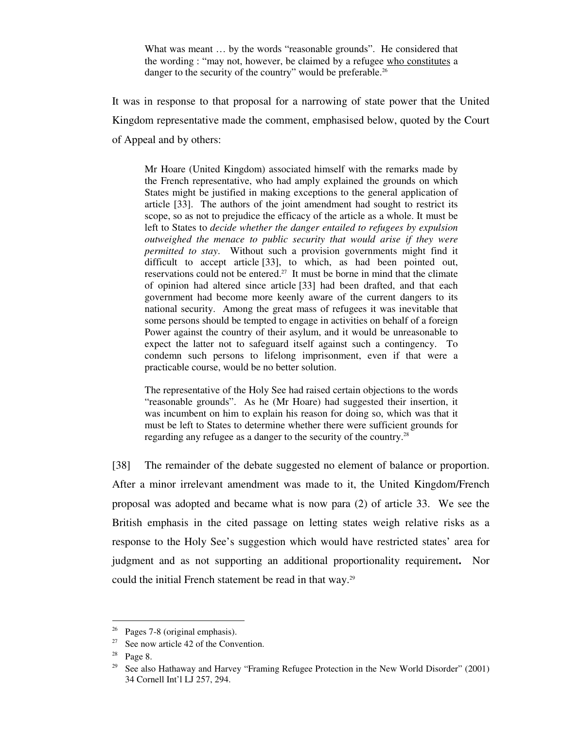> What was meant … by the words "reasonable grounds". He considered that the wording : "may not, however, be claimed by a refugee <u>who constitutes</u> a danger to the security of the country" would be preferable.[26]

It was in response to that proposal for a narrowing of state power that the United Kingdom representative made the comment, emphasised below, quoted by the Court of Appeal and by others:

> Mr Hoare (United Kingdom) associated himself with the remarks made by the French representative, who had amply explained the grounds on which States might be justified in making exceptions to the general application of article [33]. The authors of the joint amendment had sought to restrict its scope, so as not to prejudice the efficacy of the article as a whole. It must be left to States to *decide whether the danger entailed to refugees by expulsion outweighed the menace to public security that would arise if they were permitted to stay*. Without such a provision governments might find it difficult to accept article [33], to which, as had been pointed out, reservations could not be entered.[27] It must be borne in mind that the climate of opinion had altered since article [33] had been drafted, and that each government had become more keenly aware of the current dangers to its national security. Among the great mass of refugees it was inevitable that some persons should be tempted to engage in activities on behalf of a foreign Power against the country of their asylum, and it would be unreasonable to expect the latter not to safeguard itself against such a contingency. To condemn such persons to lifelong imprisonment, even if that were a practicable course, would be no better solution.
>
> The representative of the Holy See had raised certain objections to the words "reasonable grounds". As he (Mr Hoare) had suggested their insertion, it was incumbent on him to explain his reason for doing so, which was that it must be left to States to determine whether there were sufficient grounds for regarding any refugee as a danger to the security of the country.[28]

[38] The remainder of the debate suggested no element of balance or proportion. After a minor irrelevant amendment was made to it, the United Kingdom/French proposal was adopted and became what is now para (2) of article 33. We see the British emphasis in the cited passage on letting states weigh relative risks as a response to the Holy See's suggestion which would have restricted states' area for judgment and as not supporting an additional proportionality requirement**.** Nor could the initial French statement be read in that way.[29]

---

[26] Pages 7-8 (original emphasis).

[27] See now article 42 of the Convention.

[28] Page 8.

[29] See also Hathaway and Harvey "Framing Refugee Protection in the New World Disorder" (2001) 34 Cornell Int'l LJ 257, 294.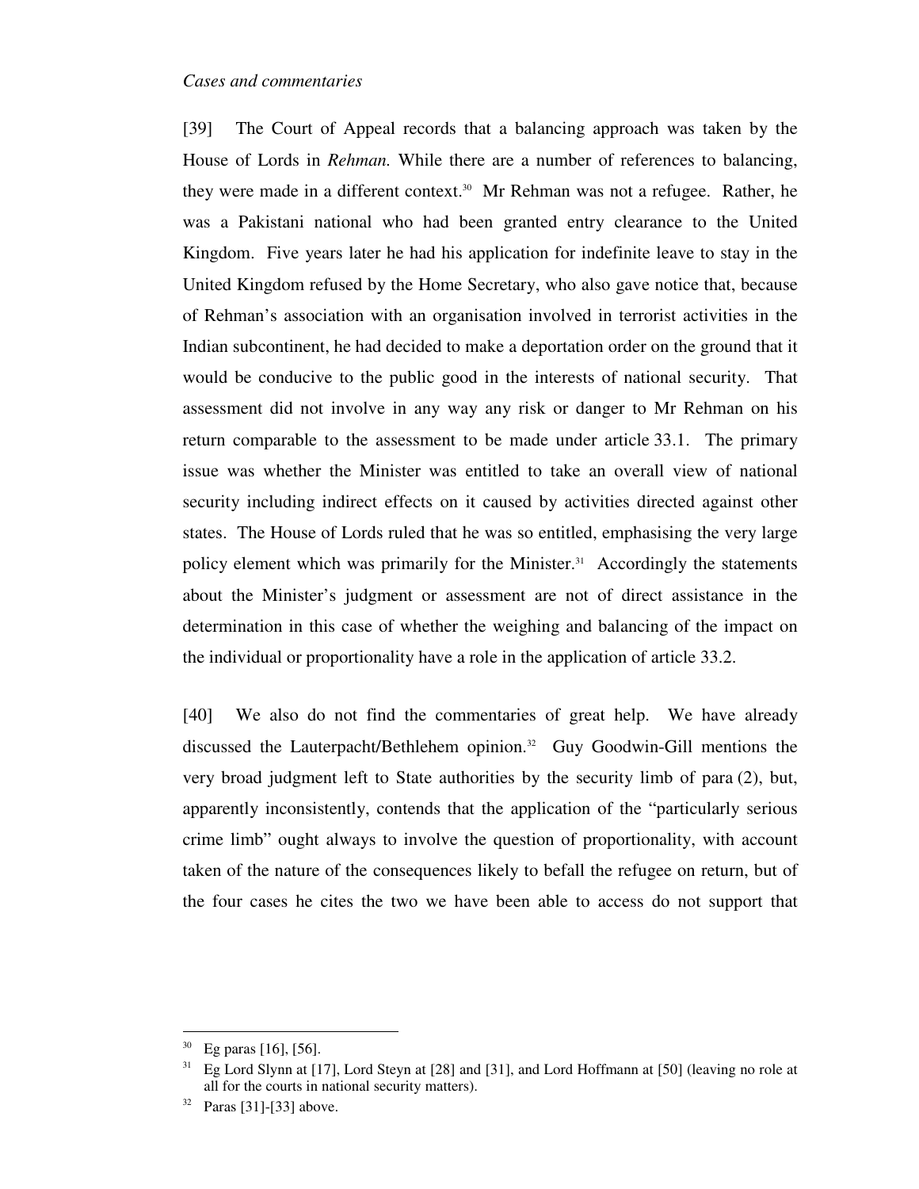*Cases and commentaries*

[39] The Court of Appeal records that a balancing approach was taken by the House of Lords in *Rehman.* While there are a number of references to balancing, they were made in a different context.[30] Mr Rehman was not a refugee. Rather, he was a Pakistani national who had been granted entry clearance to the United Kingdom. Five years later he had his application for indefinite leave to stay in the United Kingdom refused by the Home Secretary, who also gave notice that, because of Rehman's association with an organisation involved in terrorist activities in the Indian subcontinent, he had decided to make a deportation order on the ground that it would be conducive to the public good in the interests of national security. That assessment did not involve in any way any risk or danger to Mr Rehman on his return comparable to the assessment to be made under article 33.1. The primary issue was whether the Minister was entitled to take an overall view of national security including indirect effects on it caused by activities directed against other states. The House of Lords ruled that he was so entitled, emphasising the very large policy element which was primarily for the Minister.[31] Accordingly the statements about the Minister's judgment or assessment are not of direct assistance in the determination in this case of whether the weighing and balancing of the impact on the individual or proportionality have a role in the application of article 33.2.

[40] We also do not find the commentaries of great help. We have already discussed the Lauterpacht/Bethlehem opinion.[32] Guy Goodwin-Gill mentions the very broad judgment left to State authorities by the security limb of para (2), but, apparently inconsistently, contends that the application of the "particularly serious crime limb" ought always to involve the question of proportionality, with account taken of the nature of the consequences likely to befall the refugee on return, but of the four cases he cites the two we have been able to access do not support that

---

[30] Eg paras [16], [56].

[31] Eg Lord Slynn at [17], Lord Steyn at [28] and [31], and Lord Hoffmann at [50] (leaving no role at all for the courts in national security matters).

[32] Paras [31]-[33] above.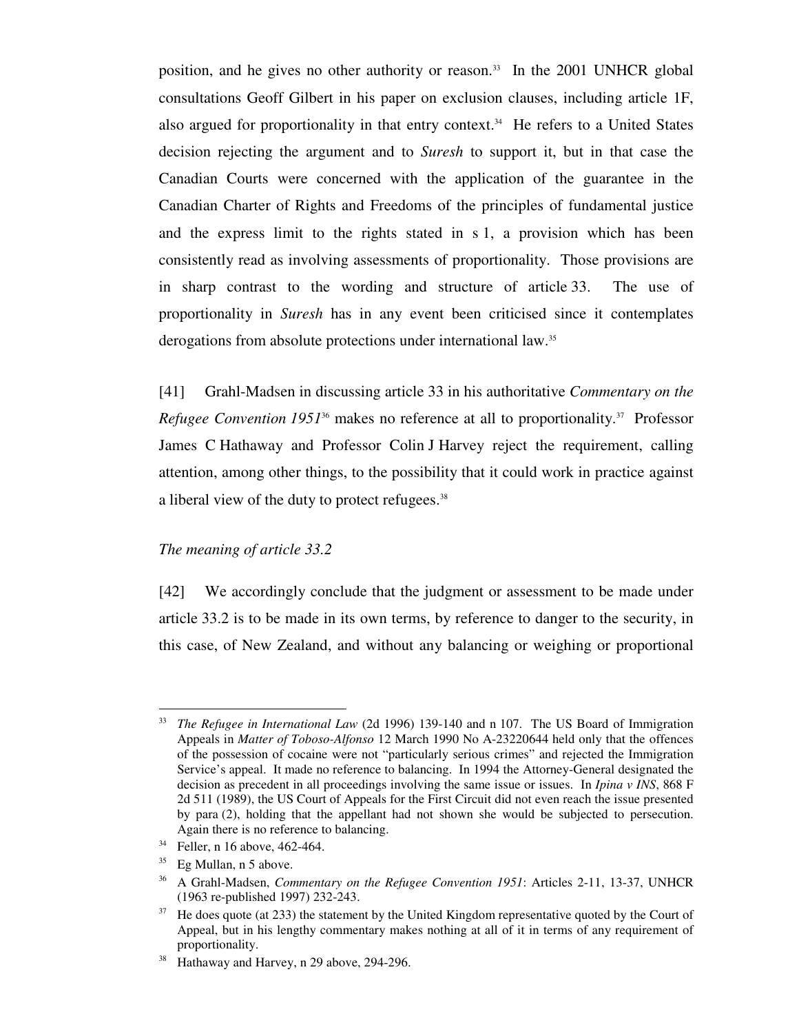position, and he gives no other authority or reason.[33] In the 2001 UNHCR global consultations Geoff Gilbert in his paper on exclusion clauses, including article 1F, also argued for proportionality in that entry context.[34] He refers to a United States decision rejecting the argument and to *Suresh* to support it, but in that case the Canadian Courts were concerned with the application of the guarantee in the Canadian Charter of Rights and Freedoms of the principles of fundamental justice and the express limit to the rights stated in s 1, a provision which has been consistently read as involving assessments of proportionality. Those provisions are in sharp contrast to the wording and structure of article 33. The use of proportionality in *Suresh* has in any event been criticised since it contemplates derogations from absolute protections under international law.[35]

[41] Grahl-Madsen in discussing article 33 in his authoritative *Commentary on the Refugee Convention 1951*[36] makes no reference at all to proportionality.[37] Professor James C Hathaway and Professor Colin J Harvey reject the requirement, calling attention, among other things, to the possibility that it could work in practice against a liberal view of the duty to protect refugees.[38]

*The meaning of article 33.2*

[42] We accordingly conclude that the judgment or assessment to be made under article 33.2 is to be made in its own terms, by reference to danger to the security, in this case, of New Zealand, and without any balancing or weighing or proportional

---

[33] *The Refugee in International Law* (2d 1996) 139-140 and n 107. The US Board of Immigration Appeals in *Matter of Toboso-Alfonso* 12 March 1990 No A-23220644 held only that the offences of the possession of cocaine were not "particularly serious crimes" and rejected the Immigration Service's appeal. It made no reference to balancing. In 1994 the Attorney-General designated the decision as precedent in all proceedings involving the same issue or issues. In *Ipina v INS*, 868 F 2d 511 (1989), the US Court of Appeals for the First Circuit did not even reach the issue presented by para (2), holding that the appellant had not shown she would be subjected to persecution. Again there is no reference to balancing.

[34] Feller, n 16 above, 462-464.

[35] Eg Mullan, n 5 above.

[36] A Grahl-Madsen, *Commentary on the Refugee Convention 1951*: Articles 2-11, 13-37, UNHCR (1963 re-published 1997) 232-243.

[37] He does quote (at 233) the statement by the United Kingdom representative quoted by the Court of Appeal, but in his lengthy commentary makes nothing at all of it in terms of any requirement of proportionality.

[38] Hathaway and Harvey, n 29 above, 294-296.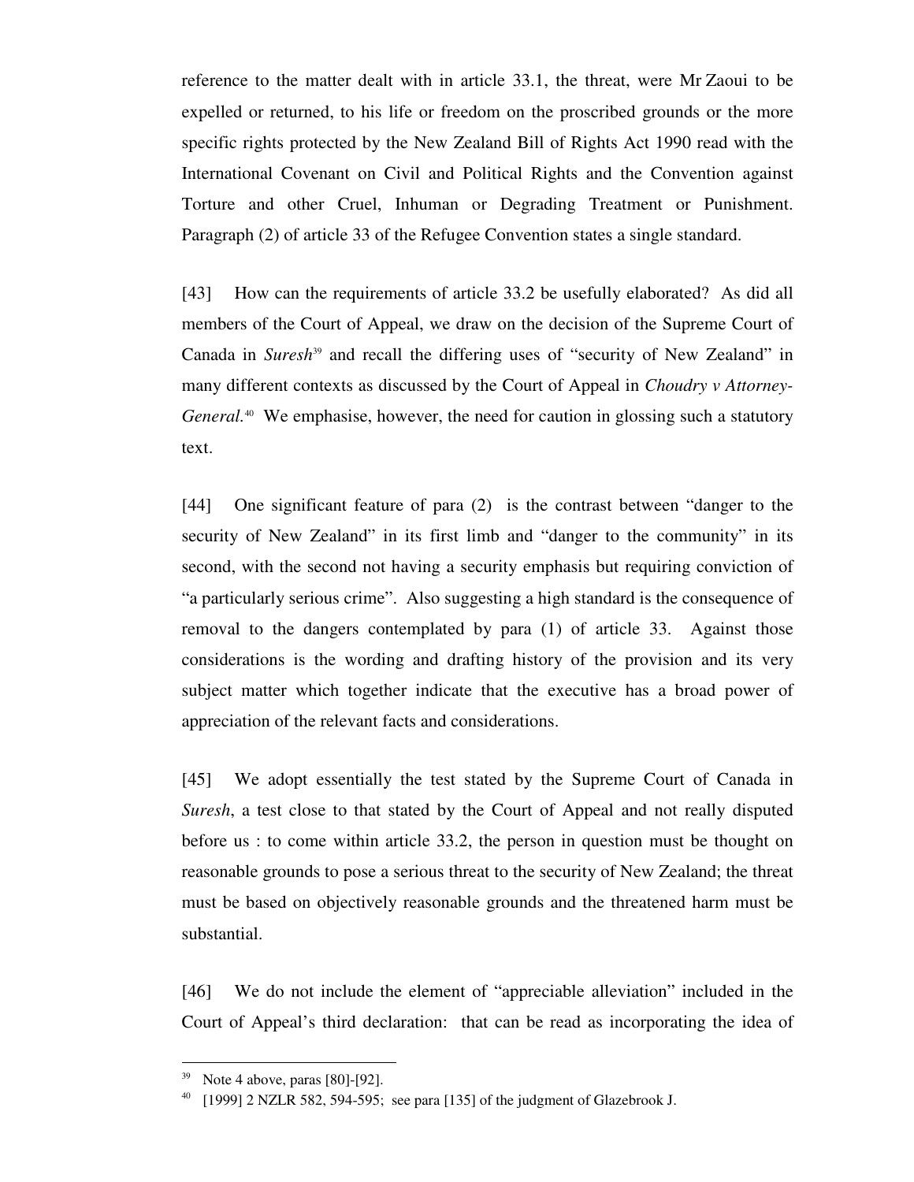reference to the matter dealt with in article 33.1, the threat, were Mr Zaoui to be expelled or returned, to his life or freedom on the proscribed grounds or the more specific rights protected by the New Zealand Bill of Rights Act 1990 read with the International Covenant on Civil and Political Rights and the Convention against Torture and other Cruel, Inhuman or Degrading Treatment or Punishment. Paragraph (2) of article 33 of the Refugee Convention states a single standard.

[43] How can the requirements of article 33.2 be usefully elaborated? As did all members of the Court of Appeal, we draw on the decision of the Supreme Court of Canada in *Suresh*[39] and recall the differing uses of "security of New Zealand" in many different contexts as discussed by the Court of Appeal in *Choudry v Attorney-General.*[40] We emphasise, however, the need for caution in glossing such a statutory text.

[44] One significant feature of para (2) is the contrast between "danger to the security of New Zealand" in its first limb and "danger to the community" in its second, with the second not having a security emphasis but requiring conviction of "a particularly serious crime". Also suggesting a high standard is the consequence of removal to the dangers contemplated by para (1) of article 33. Against those considerations is the wording and drafting history of the provision and its very subject matter which together indicate that the executive has a broad power of appreciation of the relevant facts and considerations.

[45] We adopt essentially the test stated by the Supreme Court of Canada in *Suresh*, a test close to that stated by the Court of Appeal and not really disputed before us : to come within article 33.2, the person in question must be thought on reasonable grounds to pose a serious threat to the security of New Zealand; the threat must be based on objectively reasonable grounds and the threatened harm must be substantial.

[46] We do not include the element of "appreciable alleviation" included in the Court of Appeal's third declaration: that can be read as incorporating the idea of

---

[39] Note 4 above, paras [80]-[92].

[40] [1999] 2 NZLR 582, 594-595; see para [135] of the judgment of Glazebrook J.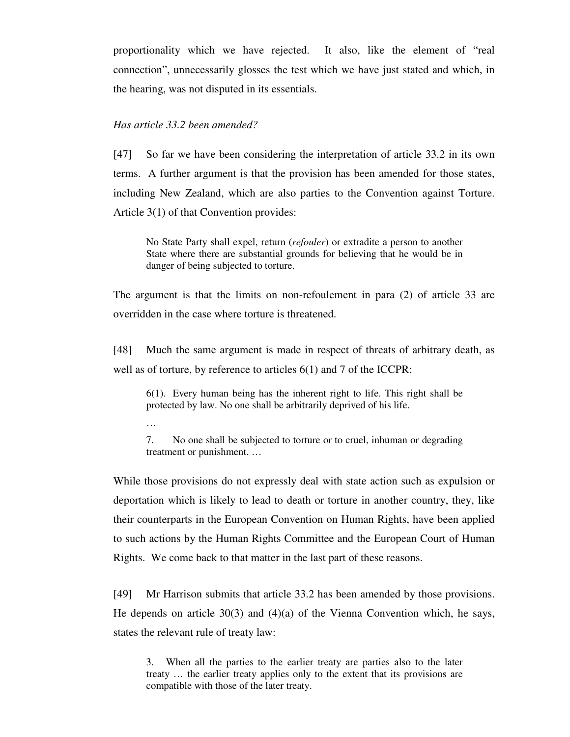proportionality which we have rejected. It also, like the element of "real connection", unnecessarily glosses the test which we have just stated and which, in the hearing, was not disputed in its essentials.

*Has article 33.2 been amended?*

[47] So far we have been considering the interpretation of article 33.2 in its own terms. A further argument is that the provision has been amended for those states, including New Zealand, which are also parties to the Convention against Torture. Article 3(1) of that Convention provides:

> No State Party shall expel, return (*refouler*) or extradite a person to another State where there are substantial grounds for believing that he would be in danger of being subjected to torture.

The argument is that the limits on non-refoulement in para (2) of article 33 are overridden in the case where torture is threatened.

[48] Much the same argument is made in respect of threats of arbitrary death, as well as of torture, by reference to articles 6(1) and 7 of the ICCPR:

> 6(1). Every human being has the inherent right to life. This right shall be protected by law. No one shall be arbitrarily deprived of his life.
>
> …
>
> 7. No one shall be subjected to torture or to cruel, inhuman or degrading treatment or punishment. …

While those provisions do not expressly deal with state action such as expulsion or deportation which is likely to lead to death or torture in another country, they, like their counterparts in the European Convention on Human Rights, have been applied to such actions by the Human Rights Committee and the European Court of Human Rights. We come back to that matter in the last part of these reasons.

[49] Mr Harrison submits that article 33.2 has been amended by those provisions. He depends on article 30(3) and (4)(a) of the Vienna Convention which, he says, states the relevant rule of treaty law:

> 3. When all the parties to the earlier treaty are parties also to the later treaty … the earlier treaty applies only to the extent that its provisions are compatible with those of the later treaty.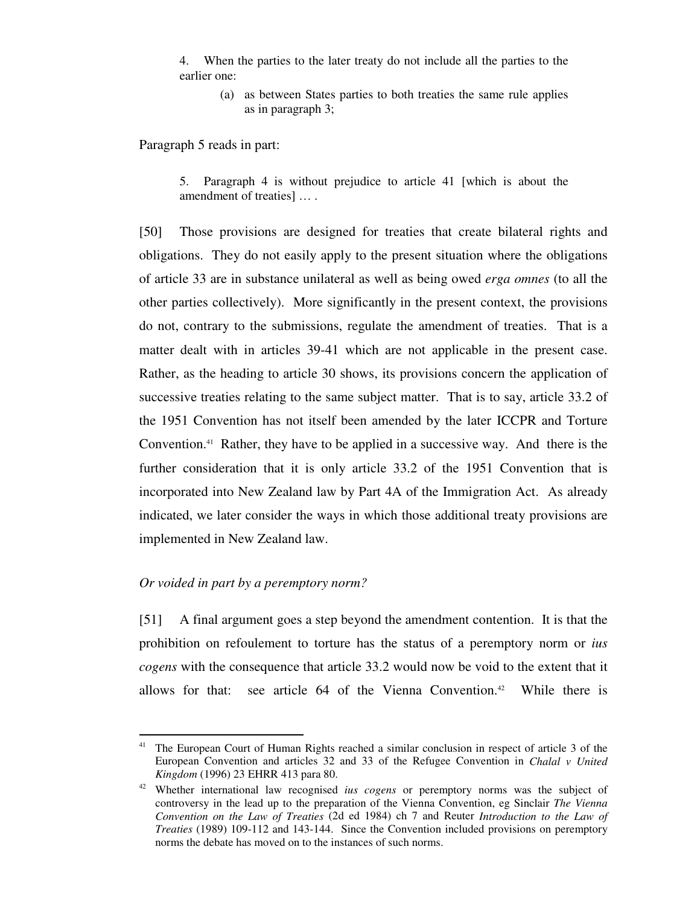> 4. When the parties to the later treaty do not include all the parties to the earlier one:
>
> > (a) as between States parties to both treaties the same rule applies as in paragraph 3;

Paragraph 5 reads in part:

> 5. Paragraph 4 is without prejudice to article 41 [which is about the amendment of treaties] … .

[50] Those provisions are designed for treaties that create bilateral rights and obligations. They do not easily apply to the present situation where the obligations of article 33 are in substance unilateral as well as being owed *erga omnes* (to all the other parties collectively). More significantly in the present context, the provisions do not, contrary to the submissions, regulate the amendment of treaties. That is a matter dealt with in articles 39-41 which are not applicable in the present case. Rather, as the heading to article 30 shows, its provisions concern the application of successive treaties relating to the same subject matter. That is to say, article 33.2 of the 1951 Convention has not itself been amended by the later ICCPR and Torture Convention.[41] Rather, they have to be applied in a successive way. And there is the further consideration that it is only article 33.2 of the 1951 Convention that is incorporated into New Zealand law by Part 4A of the Immigration Act. As already indicated, we later consider the ways in which those additional treaty provisions are implemented in New Zealand law.

*Or voided in part by a peremptory norm?*

[51] A final argument goes a step beyond the amendment contention. It is that the prohibition on refoulement to torture has the status of a peremptory norm or *ius cogens* with the consequence that article 33.2 would now be void to the extent that it allows for that: see article 64 of the Vienna Convention.[42] While there is

---

[41] The European Court of Human Rights reached a similar conclusion in respect of article 3 of the European Convention and articles 32 and 33 of the Refugee Convention in *Chalal v United Kingdom* (1996) 23 EHRR 413 para 80.

[42] Whether international law recognised *ius cogens* or peremptory norms was the subject of controversy in the lead up to the preparation of the Vienna Convention, eg Sinclair *The Vienna Convention on the Law of Treaties* (2d ed 1984) ch 7 and Reuter *Introduction to the Law of Treaties* (1989) 109-112 and 143-144. Since the Convention included provisions on peremptory norms the debate has moved on to the instances of such norms.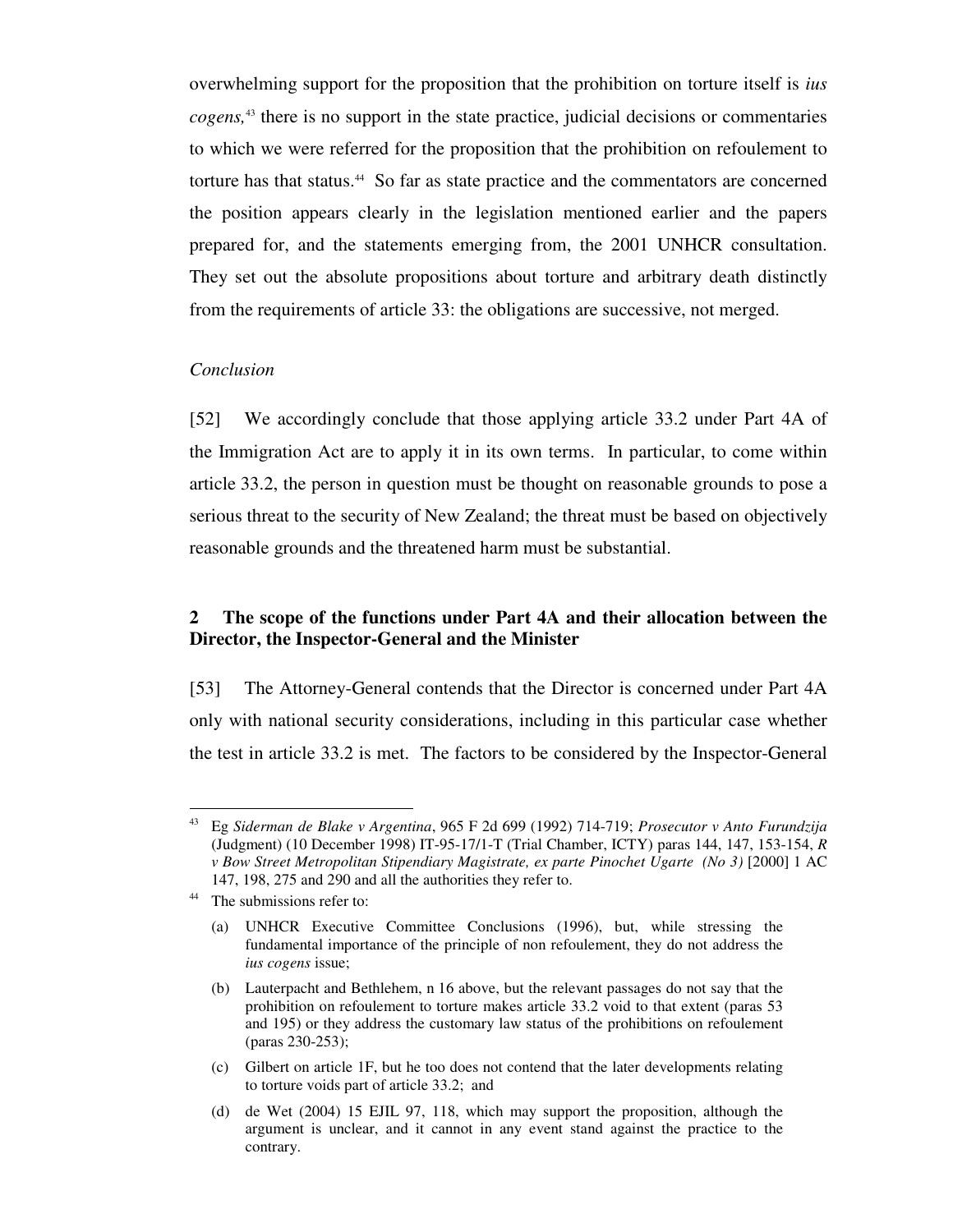overwhelming support for the proposition that the prohibition on torture itself is *ius cogens,*[43] there is no support in the state practice, judicial decisions or commentaries to which we were referred for the proposition that the prohibition on refoulement to torture has that status.[44] So far as state practice and the commentators are concerned the position appears clearly in the legislation mentioned earlier and the papers prepared for, and the statements emerging from, the 2001 UNHCR consultation. They set out the absolute propositions about torture and arbitrary death distinctly from the requirements of article 33: the obligations are successive, not merged.

*Conclusion*

[52] We accordingly conclude that those applying article 33.2 under Part 4A of the Immigration Act are to apply it in its own terms. In particular, to come within article 33.2, the person in question must be thought on reasonable grounds to pose a serious threat to the security of New Zealand; the threat must be based on objectively reasonable grounds and the threatened harm must be substantial.

## 2 The scope of the functions under Part 4A and their allocation between the Director, the Inspector-General and the Minister

[53] The Attorney-General contends that the Director is concerned under Part 4A only with national security considerations, including in this particular case whether the test in article 33.2 is met. The factors to be considered by the Inspector-General

---

[43] Eg *Siderman de Blake v Argentina*, 965 F 2d 699 (1992) 714-719; *Prosecutor v Anto Furundzija* (Judgment) (10 December 1998) IT-95-17/1-T (Trial Chamber, ICTY) paras 144, 147, 153-154, *R v Bow Street Metropolitan Stipendiary Magistrate, ex parte Pinochet Ugarte (No 3)* [2000] 1 AC 147, 198, 275 and 290 and all the authorities they refer to.

[44] The submissions refer to:

(a) UNHCR Executive Committee Conclusions (1996), but, while stressing the fundamental importance of the principle of non refoulement, they do not address the *ius cogens* issue;

(b) Lauterpacht and Bethlehem, n 16 above, but the relevant passages do not say that the prohibition on refoulement to torture makes article 33.2 void to that extent (paras 53 and 195) or they address the customary law status of the prohibitions on refoulement (paras 230-253);

(c) Gilbert on article 1F, but he too does not contend that the later developments relating to torture voids part of article 33.2; and

(d) de Wet (2004) 15 EJIL 97, 118, which may support the proposition, although the argument is unclear, and it cannot in any event stand against the practice to the contrary.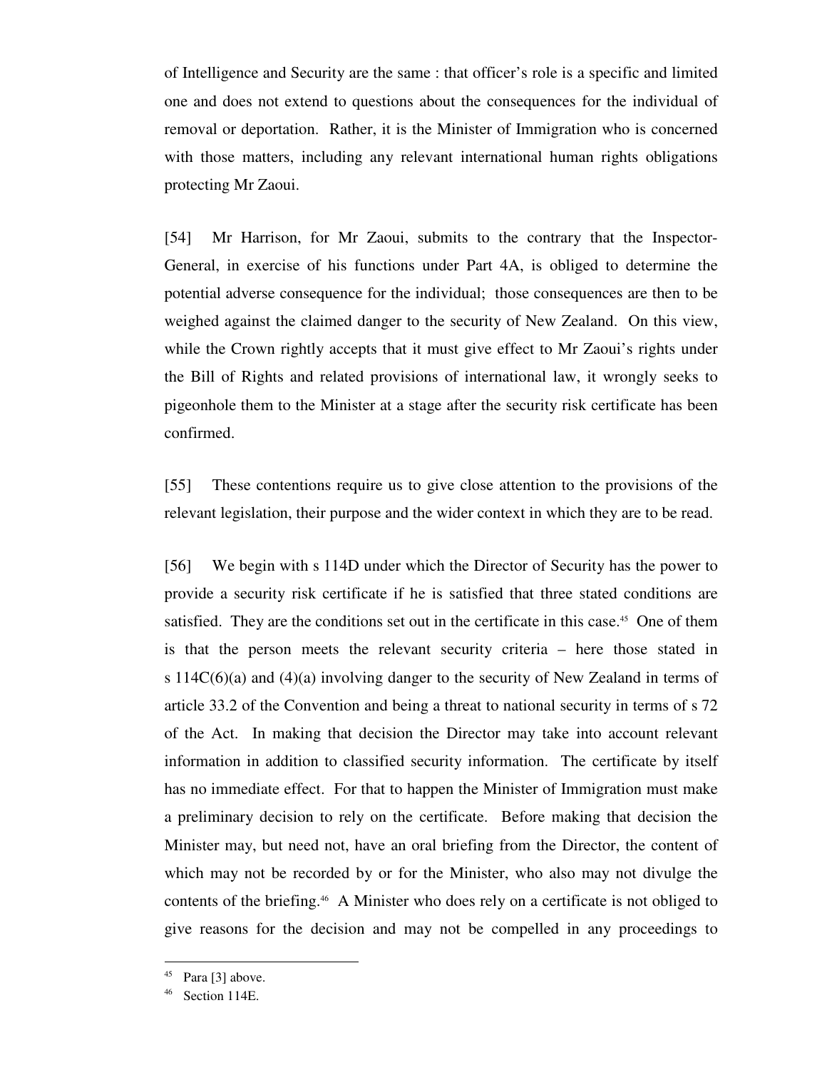of Intelligence and Security are the same : that officer's role is a specific and limited one and does not extend to questions about the consequences for the individual of removal or deportation. Rather, it is the Minister of Immigration who is concerned with those matters, including any relevant international human rights obligations protecting Mr Zaoui.

[54] Mr Harrison, for Mr Zaoui, submits to the contrary that the Inspector-General, in exercise of his functions under Part 4A, is obliged to determine the potential adverse consequence for the individual; those consequences are then to be weighed against the claimed danger to the security of New Zealand. On this view, while the Crown rightly accepts that it must give effect to Mr Zaoui's rights under the Bill of Rights and related provisions of international law, it wrongly seeks to pigeonhole them to the Minister at a stage after the security risk certificate has been confirmed.

[55] These contentions require us to give close attention to the provisions of the relevant legislation, their purpose and the wider context in which they are to be read.

[56] We begin with s 114D under which the Director of Security has the power to provide a security risk certificate if he is satisfied that three stated conditions are satisfied. They are the conditions set out in the certificate in this case.[45] One of them is that the person meets the relevant security criteria – here those stated in s 114C(6)(a) and (4)(a) involving danger to the security of New Zealand in terms of article 33.2 of the Convention and being a threat to national security in terms of s 72 of the Act. In making that decision the Director may take into account relevant information in addition to classified security information. The certificate by itself has no immediate effect. For that to happen the Minister of Immigration must make a preliminary decision to rely on the certificate. Before making that decision the Minister may, but need not, have an oral briefing from the Director, the content of which may not be recorded by or for the Minister, who also may not divulge the contents of the briefing.[46] A Minister who does rely on a certificate is not obliged to give reasons for the decision and may not be compelled in any proceedings to

---

[45] Para [3] above.

[46] Section 114E.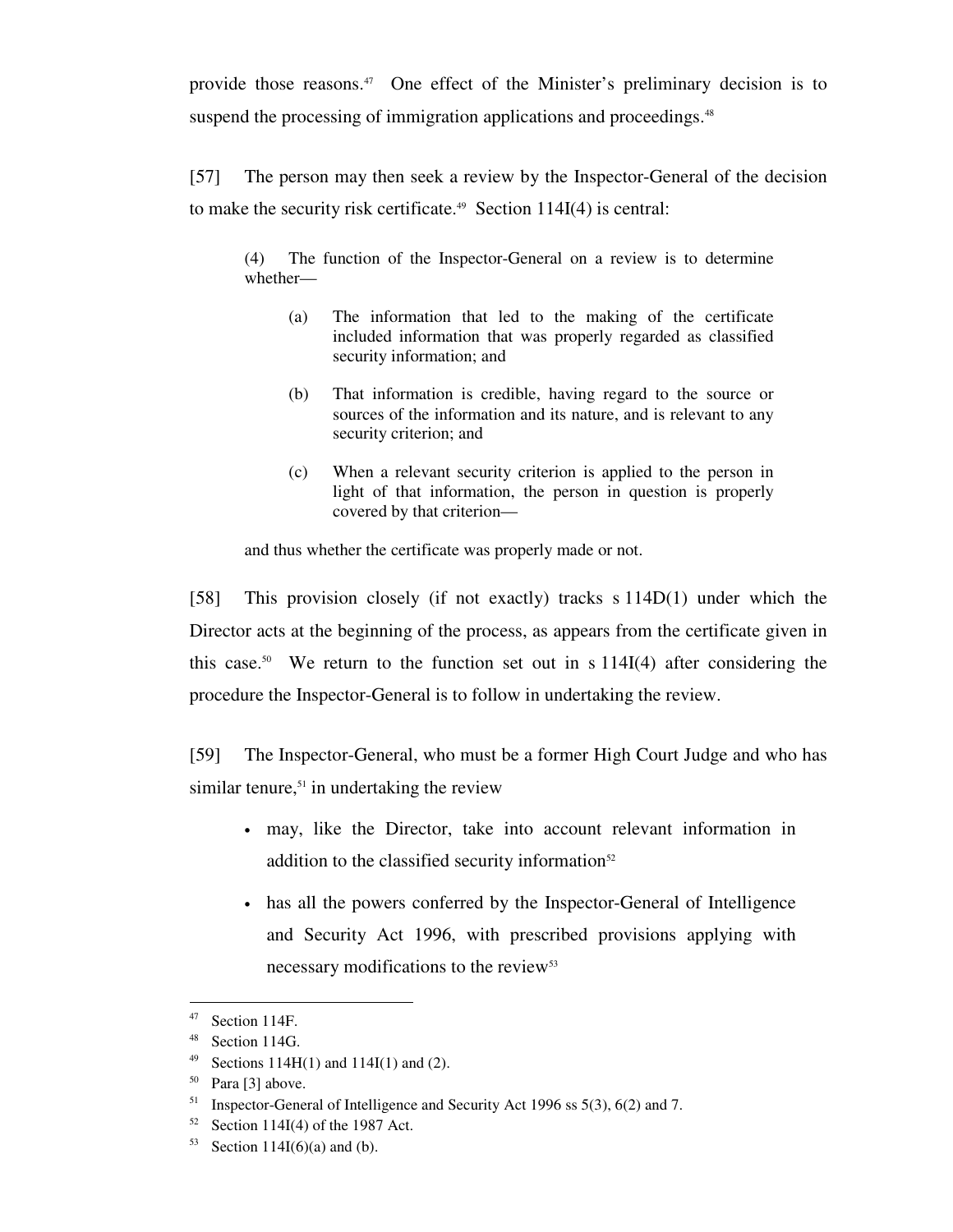provide those reasons.[47] One effect of the Minister's preliminary decision is to suspend the processing of immigration applications and proceedings.[48]

[57] The person may then seek a review by the Inspector-General of the decision to make the security risk certificate.[49] Section 114I(4) is central:

> (4) The function of the Inspector-General on a review is to determine whether—
>
> > (a) The information that led to the making of the certificate included information that was properly regarded as classified security information; and
> >
> > (b) That information is credible, having regard to the source or sources of the information and its nature, and is relevant to any security criterion; and
> >
> > (c) When a relevant security criterion is applied to the person in light of that information, the person in question is properly covered by that criterion—
>
> and thus whether the certificate was properly made or not.

[58] This provision closely (if not exactly) tracks s 114D(1) under which the Director acts at the beginning of the process, as appears from the certificate given in this case.[50] We return to the function set out in s 114I(4) after considering the procedure the Inspector-General is to follow in undertaking the review.

[59] The Inspector-General, who must be a former High Court Judge and who has similar tenure,[51] in undertaking the review

- may, like the Director, take into account relevant information in addition to the classified security information[52]
- has all the powers conferred by the Inspector-General of Intelligence and Security Act 1996, with prescribed provisions applying with necessary modifications to the review[53]

---

[47] Section 114F.

[48] Section 114G.

[49] Sections 114H(1) and 114I(1) and (2).

[50] Para [3] above.

[51] Inspector-General of Intelligence and Security Act 1996 ss 5(3), 6(2) and 7.

[52] Section 114I(4) of the 1987 Act.

[53] Section 114I(6)(a) and (b).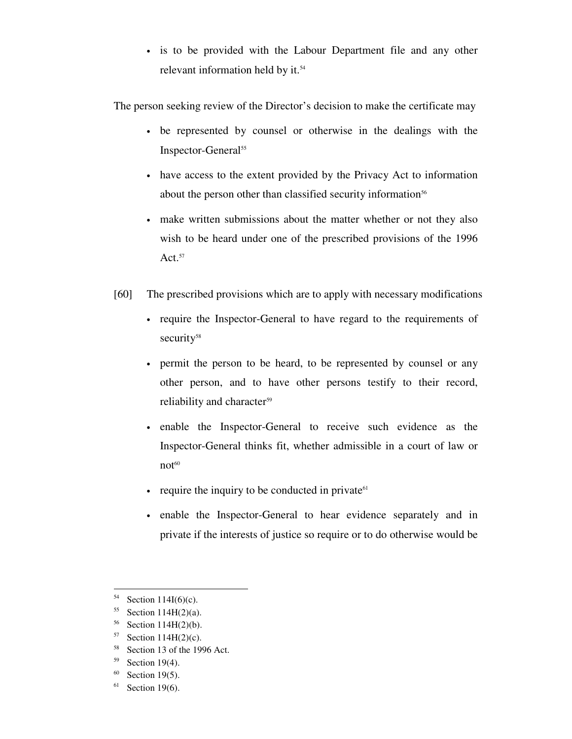- is to be provided with the Labour Department file and any other relevant information held by it.[54]

The person seeking review of the Director's decision to make the certificate may

- be represented by counsel or otherwise in the dealings with the Inspector-General[55]
- have access to the extent provided by the Privacy Act to information about the person other than classified security information[56]
- make written submissions about the matter whether or not they also wish to be heard under one of the prescribed provisions of the 1996 Act.[57]

[60] The prescribed provisions which are to apply with necessary modifications

- require the Inspector-General to have regard to the requirements of security[58]
- permit the person to be heard, to be represented by counsel or any other person, and to have other persons testify to their record, reliability and character[59]
- enable the Inspector-General to receive such evidence as the Inspector-General thinks fit, whether admissible in a court of law or not[60]
- require the inquiry to be conducted in private[61]
- enable the Inspector-General to hear evidence separately and in private if the interests of justice so require or to do otherwise would be

---

[54] Section 114I(6)(c).

[55] Section 114H(2)(a).

[56] Section 114H(2)(b).

[57] Section 114H(2)(c).

[58] Section 13 of the 1996 Act.

[59] Section 19(4).

[60] Section 19(5).

[61] Section 19(6).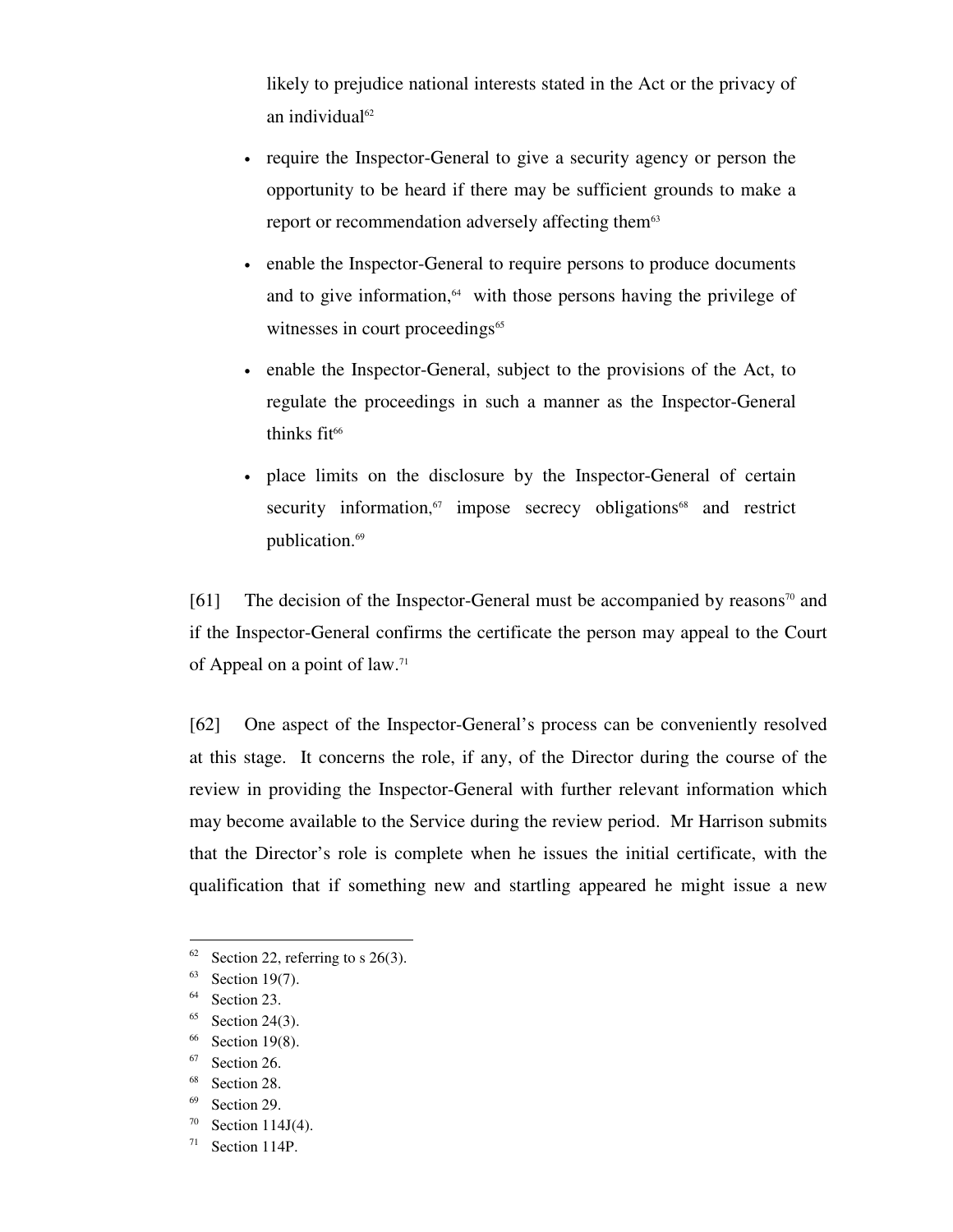likely to prejudice national interests stated in the Act or the privacy of an individual[62]

- require the Inspector-General to give a security agency or person the opportunity to be heard if there may be sufficient grounds to make a report or recommendation adversely affecting them[63]
- enable the Inspector-General to require persons to produce documents and to give information,[64] with those persons having the privilege of witnesses in court proceedings[65]
- enable the Inspector-General, subject to the provisions of the Act, to regulate the proceedings in such a manner as the Inspector-General thinks fit[66]
- place limits on the disclosure by the Inspector-General of certain security information,[67] impose secrecy obligations[68] and restrict publication.[69]

[61] The decision of the Inspector-General must be accompanied by reasons[70] and if the Inspector-General confirms the certificate the person may appeal to the Court of Appeal on a point of law.[71]

[62] One aspect of the Inspector-General's process can be conveniently resolved at this stage. It concerns the role, if any, of the Director during the course of the review in providing the Inspector-General with further relevant information which may become available to the Service during the review period. Mr Harrison submits that the Director's role is complete when he issues the initial certificate, with the qualification that if something new and startling appeared he might issue a new

---

[62] Section 22, referring to s 26(3).
[63] Section 19(7).
[64] Section 23.
[65] Section 24(3).
[66] Section 19(8).
[67] Section 26.
[68] Section 28.
[69] Section 29.
[70] Section 114J(4).
[71] Section 114P.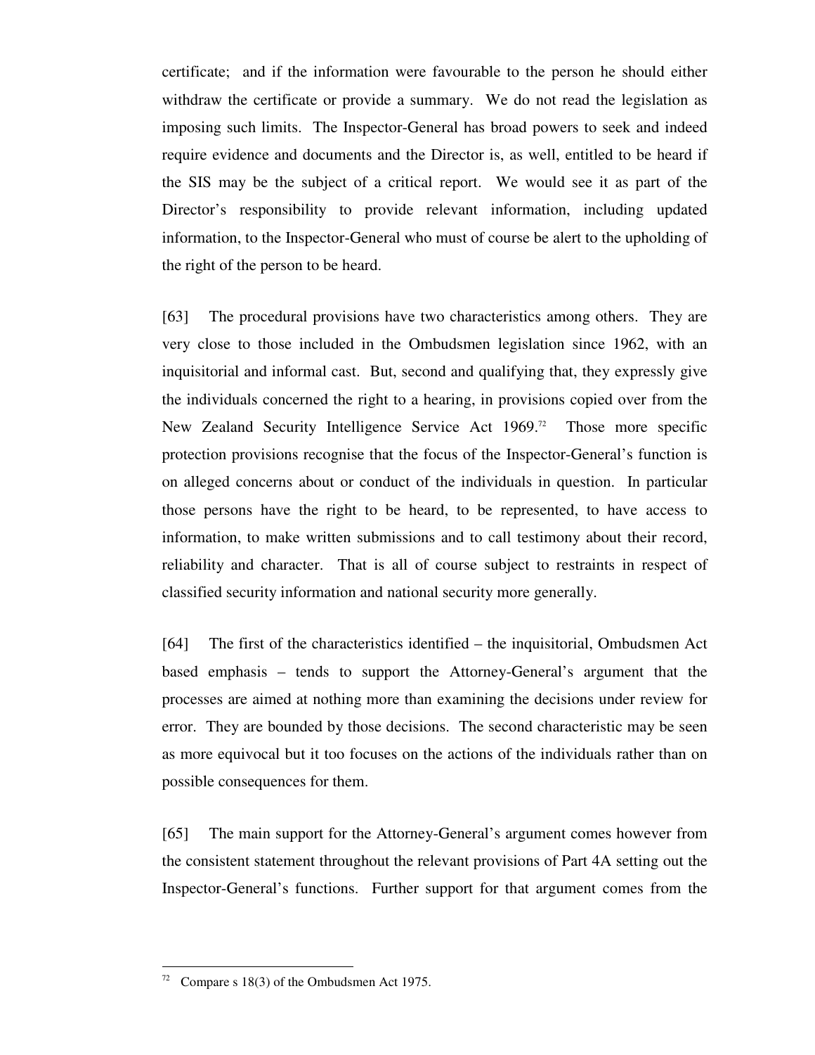certificate; and if the information were favourable to the person he should either withdraw the certificate or provide a summary. We do not read the legislation as imposing such limits. The Inspector-General has broad powers to seek and indeed require evidence and documents and the Director is, as well, entitled to be heard if the SIS may be the subject of a critical report. We would see it as part of the Director's responsibility to provide relevant information, including updated information, to the Inspector-General who must of course be alert to the upholding of the right of the person to be heard.

[63] The procedural provisions have two characteristics among others. They are very close to those included in the Ombudsmen legislation since 1962, with an inquisitorial and informal cast. But, second and qualifying that, they expressly give the individuals concerned the right to a hearing, in provisions copied over from the New Zealand Security Intelligence Service Act 1969.[72] Those more specific protection provisions recognise that the focus of the Inspector-General's function is on alleged concerns about or conduct of the individuals in question. In particular those persons have the right to be heard, to be represented, to have access to information, to make written submissions and to call testimony about their record, reliability and character. That is all of course subject to restraints in respect of classified security information and national security more generally.

[64] The first of the characteristics identified – the inquisitorial, Ombudsmen Act based emphasis – tends to support the Attorney-General's argument that the processes are aimed at nothing more than examining the decisions under review for error. They are bounded by those decisions. The second characteristic may be seen as more equivocal but it too focuses on the actions of the individuals rather than on possible consequences for them.

[65] The main support for the Attorney-General's argument comes however from the consistent statement throughout the relevant provisions of Part 4A setting out the Inspector-General's functions. Further support for that argument comes from the

[72] Compare s 18(3) of the Ombudsmen Act 1975.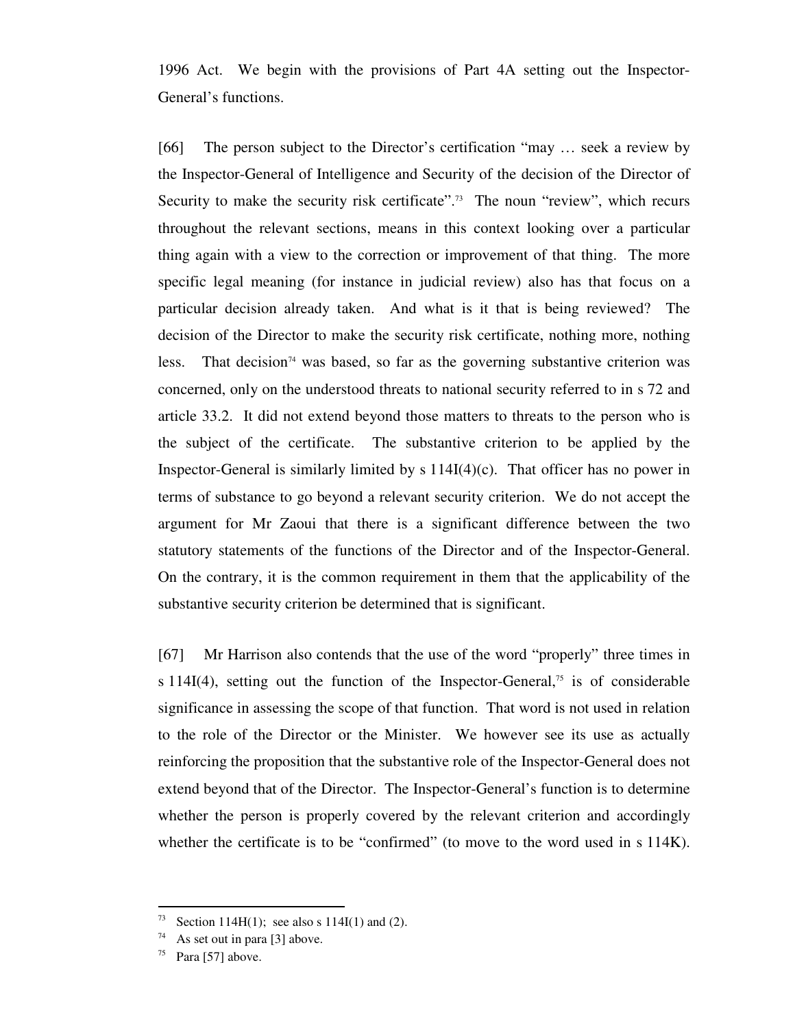1996 Act. We begin with the provisions of Part 4A setting out the Inspector-General's functions.

[66] The person subject to the Director's certification "may … seek a review by the Inspector-General of Intelligence and Security of the decision of the Director of Security to make the security risk certificate".[73] The noun "review", which recurs throughout the relevant sections, means in this context looking over a particular thing again with a view to the correction or improvement of that thing. The more specific legal meaning (for instance in judicial review) also has that focus on a particular decision already taken. And what is it that is being reviewed? The decision of the Director to make the security risk certificate, nothing more, nothing less. That decision[74] was based, so far as the governing substantive criterion was concerned, only on the understood threats to national security referred to in s 72 and article 33.2. It did not extend beyond those matters to threats to the person who is the subject of the certificate. The substantive criterion to be applied by the Inspector-General is similarly limited by s 114I(4)(c). That officer has no power in terms of substance to go beyond a relevant security criterion. We do not accept the argument for Mr Zaoui that there is a significant difference between the two statutory statements of the functions of the Director and of the Inspector-General. On the contrary, it is the common requirement in them that the applicability of the substantive security criterion be determined that is significant.

[67] Mr Harrison also contends that the use of the word "properly" three times in s 114I(4), setting out the function of the Inspector-General,[75] is of considerable significance in assessing the scope of that function. That word is not used in relation to the role of the Director or the Minister. We however see its use as actually reinforcing the proposition that the substantive role of the Inspector-General does not extend beyond that of the Director. The Inspector-General's function is to determine whether the person is properly covered by the relevant criterion and accordingly whether the certificate is to be "confirmed" (to move to the word used in s 114K).

[73] Section 114H(1); see also s 114I(1) and (2).

[74] As set out in para [3] above.

[75] Para [57] above.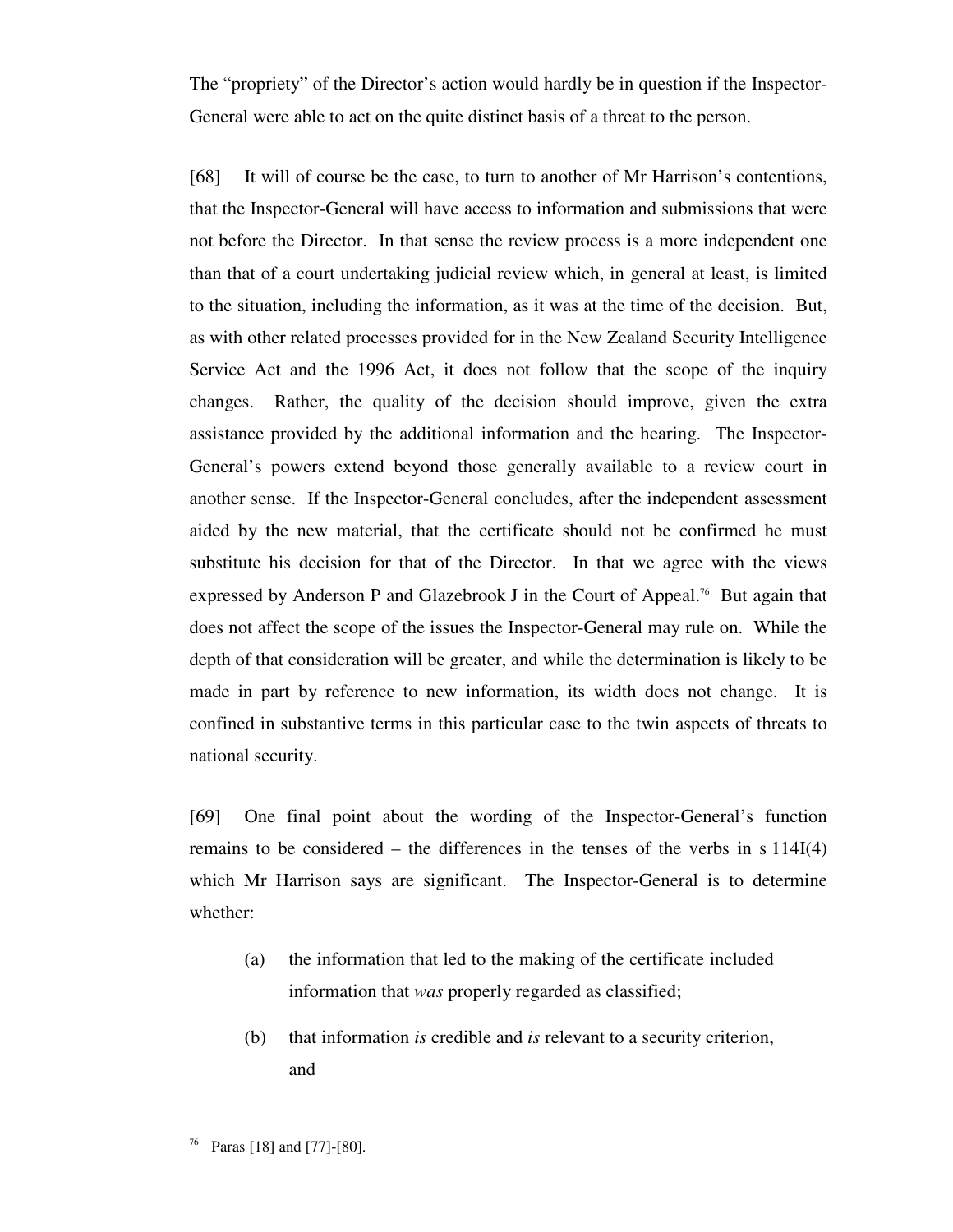The "propriety" of the Director's action would hardly be in question if the Inspector-General were able to act on the quite distinct basis of a threat to the person.

[68] It will of course be the case, to turn to another of Mr Harrison's contentions, that the Inspector-General will have access to information and submissions that were not before the Director. In that sense the review process is a more independent one than that of a court undertaking judicial review which, in general at least, is limited to the situation, including the information, as it was at the time of the decision. But, as with other related processes provided for in the New Zealand Security Intelligence Service Act and the 1996 Act, it does not follow that the scope of the inquiry changes. Rather, the quality of the decision should improve, given the extra assistance provided by the additional information and the hearing. The Inspector-General's powers extend beyond those generally available to a review court in another sense. If the Inspector-General concludes, after the independent assessment aided by the new material, that the certificate should not be confirmed he must substitute his decision for that of the Director. In that we agree with the views expressed by Anderson P and Glazebrook J in the Court of Appeal.[76] But again that does not affect the scope of the issues the Inspector-General may rule on. While the depth of that consideration will be greater, and while the determination is likely to be made in part by reference to new information, its width does not change. It is confined in substantive terms in this particular case to the twin aspects of threats to national security.

[69] One final point about the wording of the Inspector-General's function remains to be considered – the differences in the tenses of the verbs in s 114I(4) which Mr Harrison says are significant. The Inspector-General is to determine whether:

> (a) the information that led to the making of the certificate included information that *was* properly regarded as classified;
>
> (b) that information *is* credible and *is* relevant to a security criterion, and

[76] Paras [18] and [77]-[80].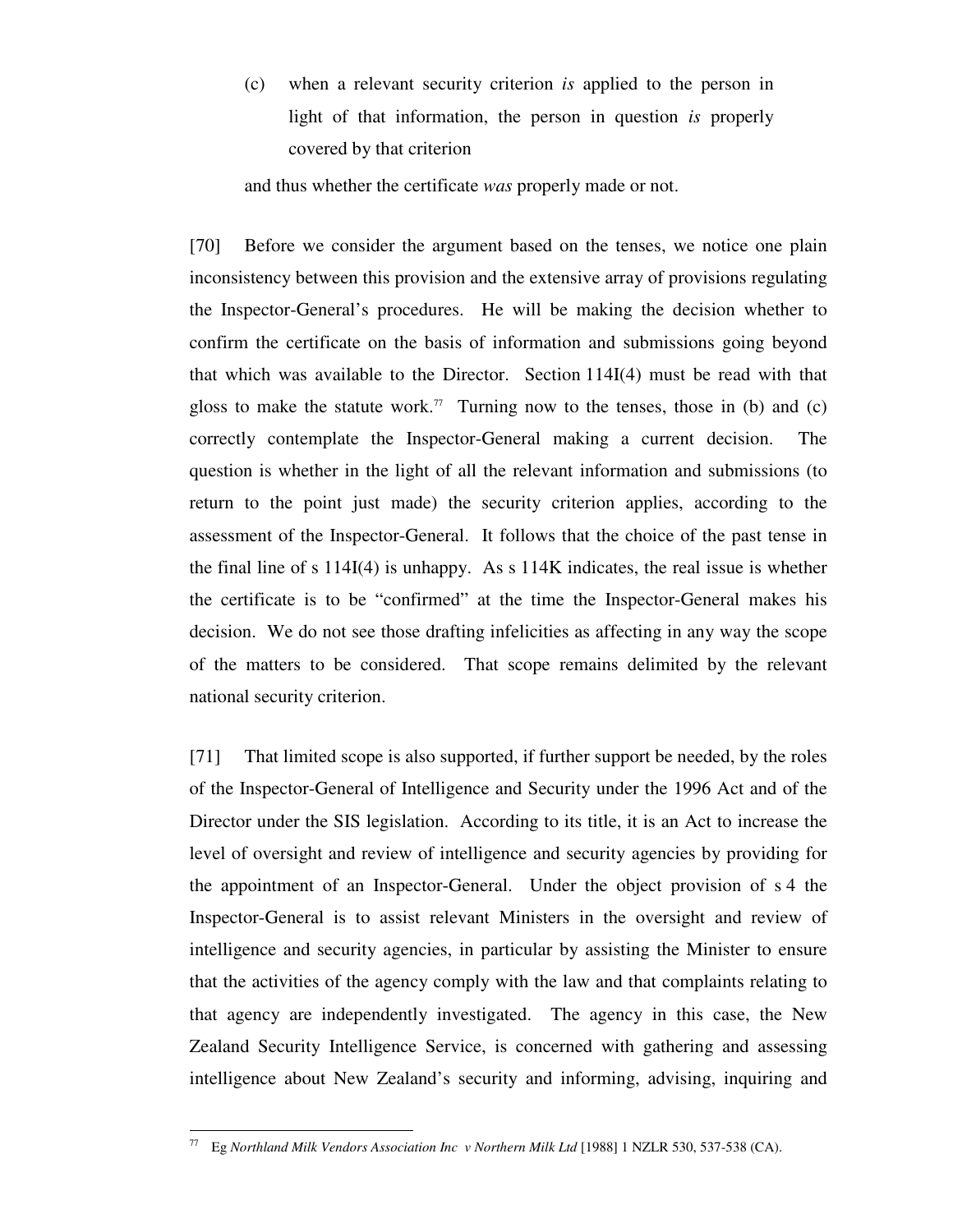(c) when a relevant security criterion *is* applied to the person in light of that information, the person in question *is* properly covered by that criterion

and thus whether the certificate *was* properly made or not.

[70] Before we consider the argument based on the tenses, we notice one plain inconsistency between this provision and the extensive array of provisions regulating the Inspector-General's procedures. He will be making the decision whether to confirm the certificate on the basis of information and submissions going beyond that which was available to the Director. Section 114I(4) must be read with that gloss to make the statute work.[77] Turning now to the tenses, those in (b) and (c) correctly contemplate the Inspector-General making a current decision. The question is whether in the light of all the relevant information and submissions (to return to the point just made) the security criterion applies, according to the assessment of the Inspector-General. It follows that the choice of the past tense in the final line of s 114I(4) is unhappy. As s 114K indicates, the real issue is whether the certificate is to be "confirmed" at the time the Inspector-General makes his decision. We do not see those drafting infelicities as affecting in any way the scope of the matters to be considered. That scope remains delimited by the relevant national security criterion.

[71] That limited scope is also supported, if further support be needed, by the roles of the Inspector-General of Intelligence and Security under the 1996 Act and of the Director under the SIS legislation. According to its title, it is an Act to increase the level of oversight and review of intelligence and security agencies by providing for the appointment of an Inspector-General. Under the object provision of s 4 the Inspector-General is to assist relevant Ministers in the oversight and review of intelligence and security agencies, in particular by assisting the Minister to ensure that the activities of the agency comply with the law and that complaints relating to that agency are independently investigated. The agency in this case, the New Zealand Security Intelligence Service, is concerned with gathering and assessing intelligence about New Zealand's security and informing, advising, inquiring and

---

[77] Eg *Northland Milk Vendors Association Inc v Northern Milk Ltd* [1988] 1 NZLR 530, 537-538 (CA).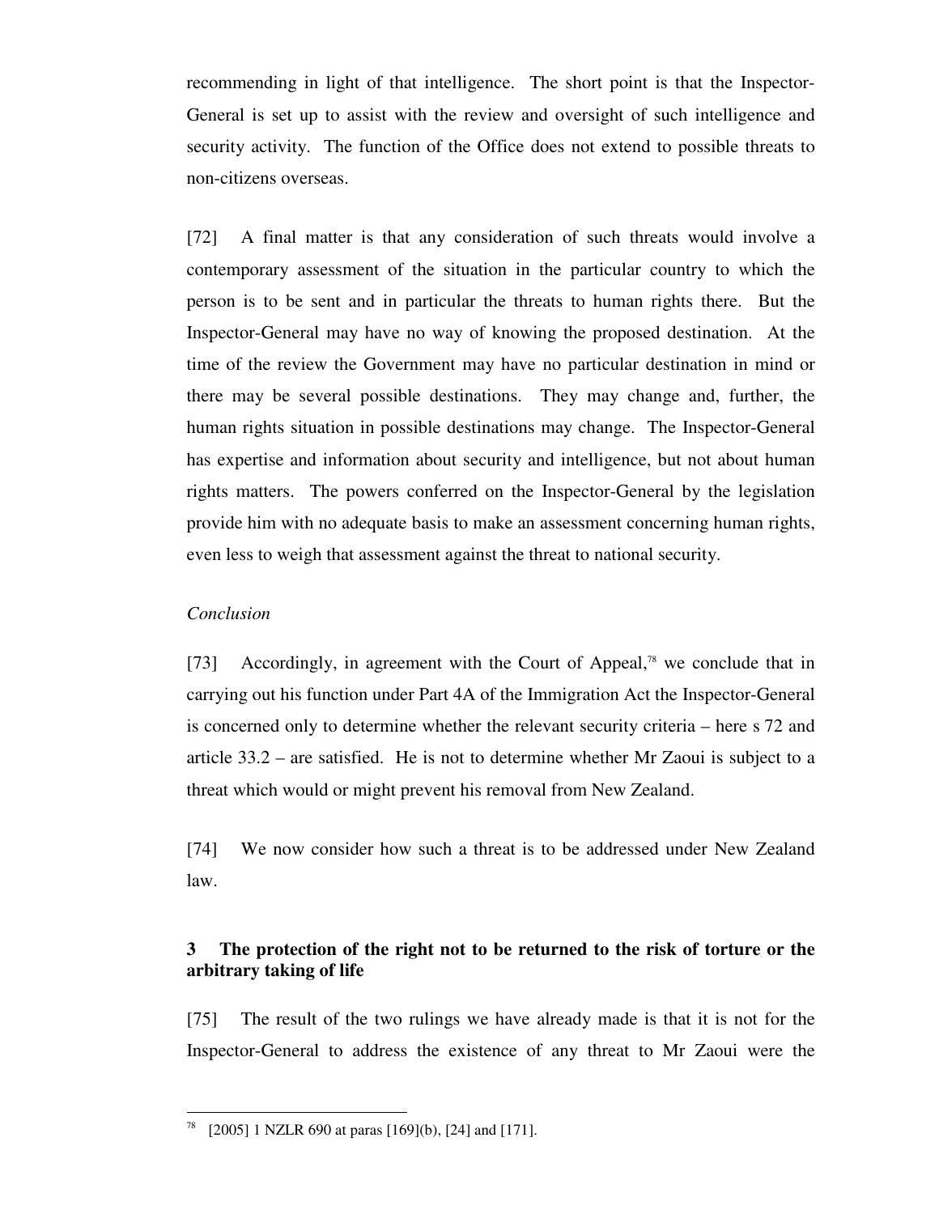recommending in light of that intelligence. The short point is that the Inspector-General is set up to assist with the review and oversight of such intelligence and security activity. The function of the Office does not extend to possible threats to non-citizens overseas.

[72] A final matter is that any consideration of such threats would involve a contemporary assessment of the situation in the particular country to which the person is to be sent and in particular the threats to human rights there. But the Inspector-General may have no way of knowing the proposed destination. At the time of the review the Government may have no particular destination in mind or there may be several possible destinations. They may change and, further, the human rights situation in possible destinations may change. The Inspector-General has expertise and information about security and intelligence, but not about human rights matters. The powers conferred on the Inspector-General by the legislation provide him with no adequate basis to make an assessment concerning human rights, even less to weigh that assessment against the threat to national security.

*Conclusion*

[73] Accordingly, in agreement with the Court of Appeal,[78] we conclude that in carrying out his function under Part 4A of the Immigration Act the Inspector-General is concerned only to determine whether the relevant security criteria – here s 72 and article 33.2 – are satisfied. He is not to determine whether Mr Zaoui is subject to a threat which would or might prevent his removal from New Zealand.

[74] We now consider how such a threat is to be addressed under New Zealand law.

### 3 The protection of the right not to be returned to the risk of torture or the arbitrary taking of life

[75] The result of the two rulings we have already made is that it is not for the Inspector-General to address the existence of any threat to Mr Zaoui were the

---

[78] [2005] 1 NZLR 690 at paras [169](b), [24] and [171].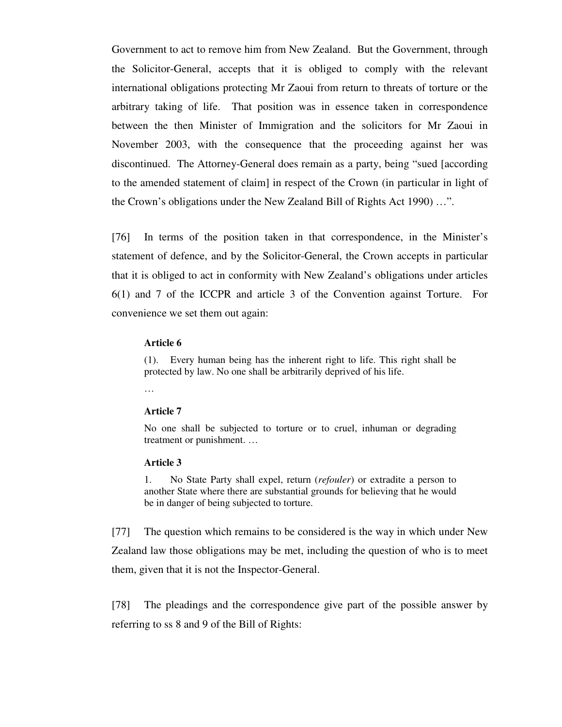Government to act to remove him from New Zealand. But the Government, through the Solicitor-General, accepts that it is obliged to comply with the relevant international obligations protecting Mr Zaoui from return to threats of torture or the arbitrary taking of life. That position was in essence taken in correspondence between the then Minister of Immigration and the solicitors for Mr Zaoui in November 2003, with the consequence that the proceeding against her was discontinued. The Attorney-General does remain as a party, being "sued [according to the amended statement of claim] in respect of the Crown (in particular in light of the Crown's obligations under the New Zealand Bill of Rights Act 1990) …".

[76] In terms of the position taken in that correspondence, in the Minister's statement of defence, and by the Solicitor-General, the Crown accepts in particular that it is obliged to act in conformity with New Zealand's obligations under articles 6(1) and 7 of the ICCPR and article 3 of the Convention against Torture. For convenience we set them out again:

> **Article 6**
>
> (1). Every human being has the inherent right to life. This right shall be protected by law. No one shall be arbitrarily deprived of his life.
>
> …
>
> **Article 7**
>
> No one shall be subjected to torture or to cruel, inhuman or degrading treatment or punishment. …
>
> **Article 3**
>
> 1. No State Party shall expel, return (*refouler*) or extradite a person to another State where there are substantial grounds for believing that he would be in danger of being subjected to torture.

[77] The question which remains to be considered is the way in which under New Zealand law those obligations may be met, including the question of who is to meet them, given that it is not the Inspector-General.

[78] The pleadings and the correspondence give part of the possible answer by referring to ss 8 and 9 of the Bill of Rights: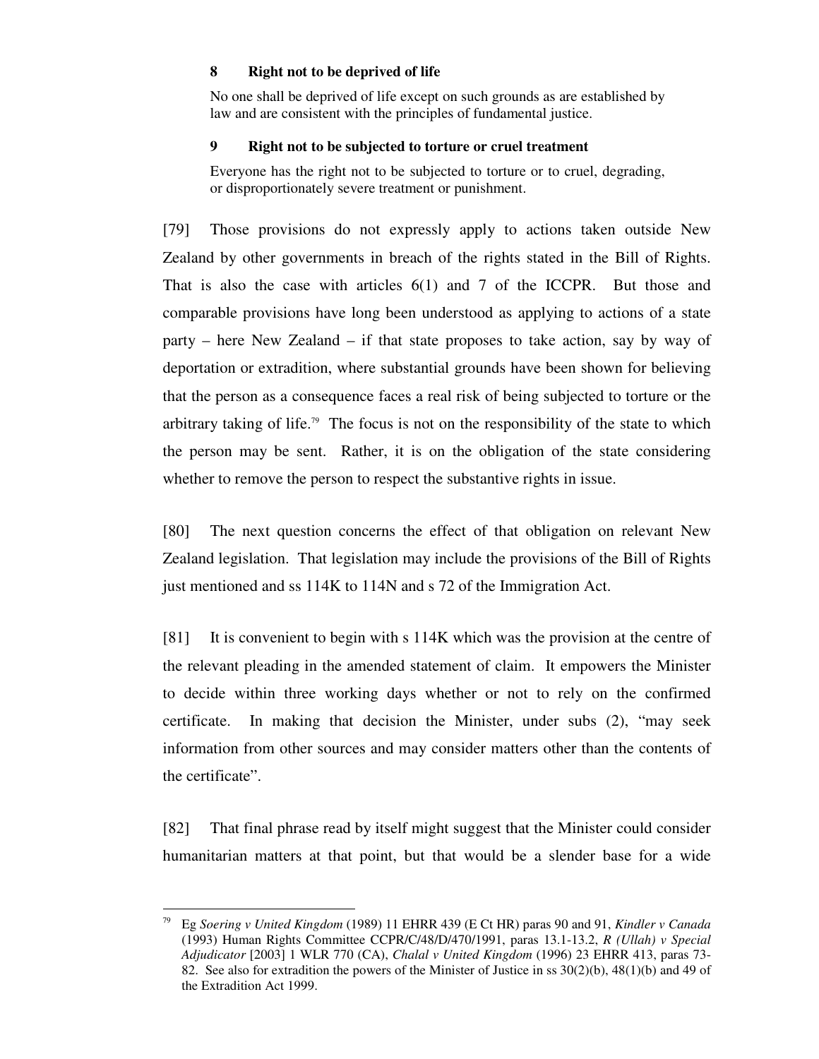**8 Right not to be deprived of life**

No one shall be deprived of life except on such grounds as are established by law and are consistent with the principles of fundamental justice.

**9 Right not to be subjected to torture or cruel treatment**

Everyone has the right not to be subjected to torture or to cruel, degrading, or disproportionately severe treatment or punishment.

[79] Those provisions do not expressly apply to actions taken outside New Zealand by other governments in breach of the rights stated in the Bill of Rights. That is also the case with articles 6(1) and 7 of the ICCPR. But those and comparable provisions have long been understood as applying to actions of a state party – here New Zealand – if that state proposes to take action, say by way of deportation or extradition, where substantial grounds have been shown for believing that the person as a consequence faces a real risk of being subjected to torture or the arbitrary taking of life.[79] The focus is not on the responsibility of the state to which the person may be sent. Rather, it is on the obligation of the state considering whether to remove the person to respect the substantive rights in issue.

[80] The next question concerns the effect of that obligation on relevant New Zealand legislation. That legislation may include the provisions of the Bill of Rights just mentioned and ss 114K to 114N and s 72 of the Immigration Act.

[81] It is convenient to begin with s 114K which was the provision at the centre of the relevant pleading in the amended statement of claim. It empowers the Minister to decide within three working days whether or not to rely on the confirmed certificate. In making that decision the Minister, under subs (2), "may seek information from other sources and may consider matters other than the contents of the certificate".

[82] That final phrase read by itself might suggest that the Minister could consider humanitarian matters at that point, but that would be a slender base for a wide

---

[79] Eg *Soering v United Kingdom* (1989) 11 EHRR 439 (E Ct HR) paras 90 and 91, *Kindler v Canada* (1993) Human Rights Committee CCPR/C/48/D/470/1991, paras 13.1-13.2, *R (Ullah) v Special Adjudicator* [2003] 1 WLR 770 (CA), *Chalal v United Kingdom* (1996) 23 EHRR 413, paras 73-82. See also for extradition the powers of the Minister of Justice in ss 30(2)(b), 48(1)(b) and 49 of the Extradition Act 1999.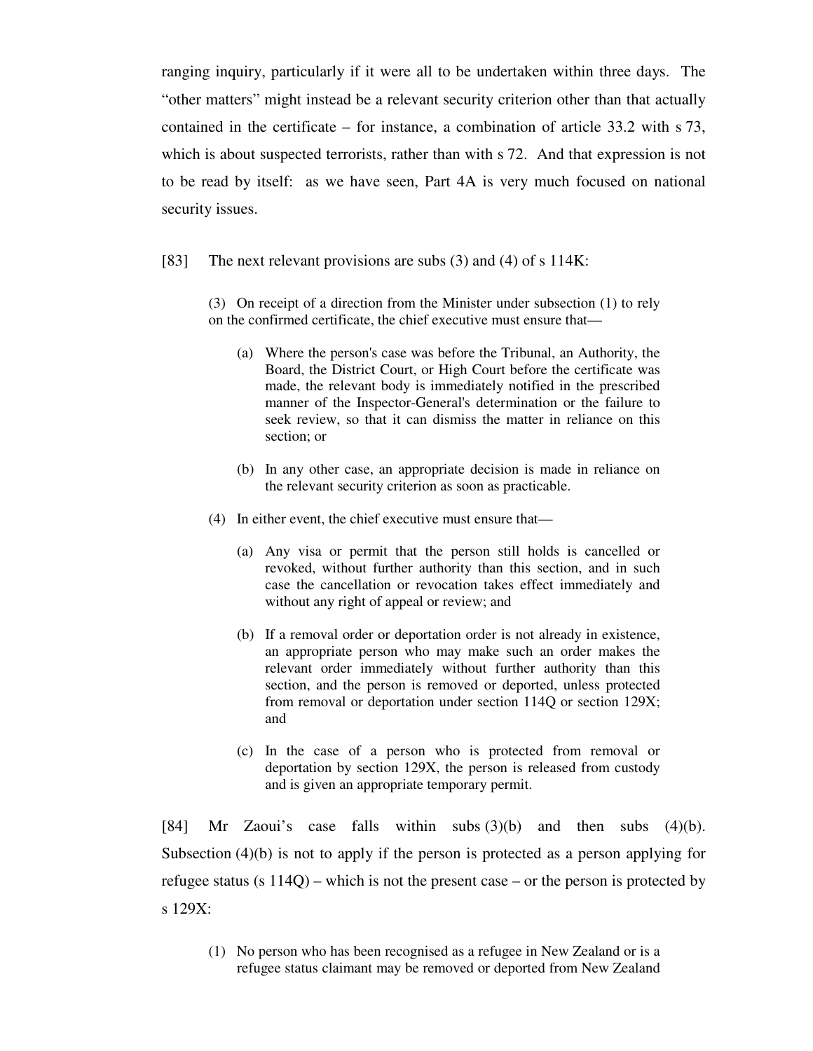ranging inquiry, particularly if it were all to be undertaken within three days. The "other matters" might instead be a relevant security criterion other than that actually contained in the certificate – for instance, a combination of article 33.2 with s 73, which is about suspected terrorists, rather than with s 72. And that expression is not to be read by itself: as we have seen, Part 4A is very much focused on national security issues.

[83] The next relevant provisions are subs (3) and (4) of s 114K:

> (3) On receipt of a direction from the Minister under subsection (1) to rely on the confirmed certificate, the chief executive must ensure that—
>
> > (a) Where the person's case was before the Tribunal, an Authority, the Board, the District Court, or High Court before the certificate was made, the relevant body is immediately notified in the prescribed manner of the Inspector-General's determination or the failure to seek review, so that it can dismiss the matter in reliance on this section; or
> >
> > (b) In any other case, an appropriate decision is made in reliance on the relevant security criterion as soon as practicable.
>
> (4) In either event, the chief executive must ensure that—
>
> > (a) Any visa or permit that the person still holds is cancelled or revoked, without further authority than this section, and in such case the cancellation or revocation takes effect immediately and without any right of appeal or review; and
> >
> > (b) If a removal order or deportation order is not already in existence, an appropriate person who may make such an order makes the relevant order immediately without further authority than this section, and the person is removed or deported, unless protected from removal or deportation under section 114Q or section 129X; and
> >
> > (c) In the case of a person who is protected from removal or deportation by section 129X, the person is released from custody and is given an appropriate temporary permit.

[84] Mr Zaoui's case falls within subs (3)(b) and then subs (4)(b). Subsection (4)(b) is not to apply if the person is protected as a person applying for refugee status (s 114Q) – which is not the present case – or the person is protected by s 129X:

> (1) No person who has been recognised as a refugee in New Zealand or is a refugee status claimant may be removed or deported from New Zealand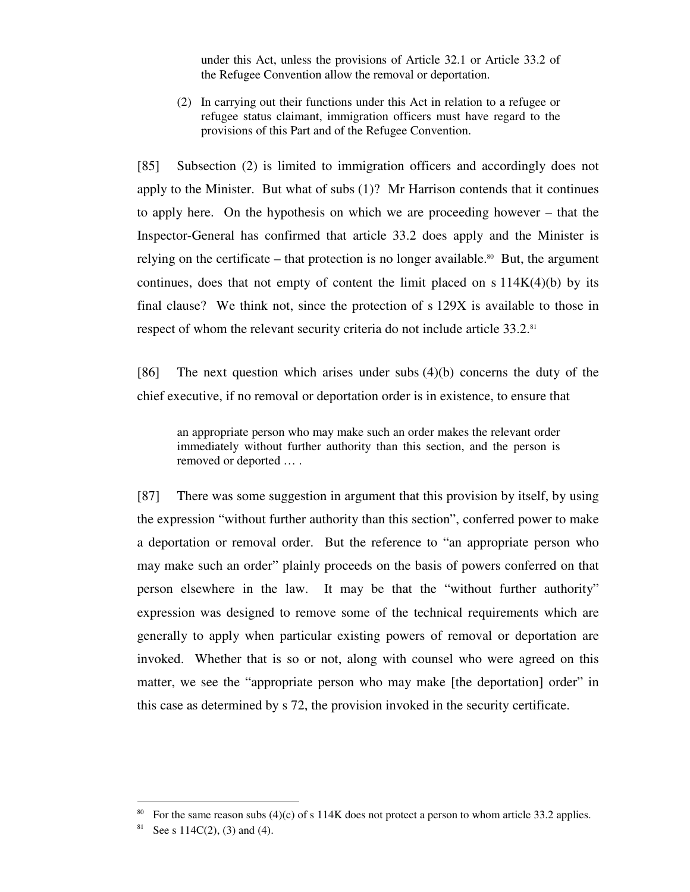> under this Act, unless the provisions of Article 32.1 or Article 33.2 of the Refugee Convention allow the removal or deportation.
>
> (2) In carrying out their functions under this Act in relation to a refugee or refugee status claimant, immigration officers must have regard to the provisions of this Part and of the Refugee Convention.

[85] Subsection (2) is limited to immigration officers and accordingly does not apply to the Minister. But what of subs (1)? Mr Harrison contends that it continues to apply here. On the hypothesis on which we are proceeding however – that the Inspector-General has confirmed that article 33.2 does apply and the Minister is relying on the certificate – that protection is no longer available.[80] But, the argument continues, does that not empty of content the limit placed on s 114K(4)(b) by its final clause? We think not, since the protection of s 129X is available to those in respect of whom the relevant security criteria do not include article 33.2.[81]

[86] The next question which arises under subs (4)(b) concerns the duty of the chief executive, if no removal or deportation order is in existence, to ensure that

> an appropriate person who may make such an order makes the relevant order immediately without further authority than this section, and the person is removed or deported … .

[87] There was some suggestion in argument that this provision by itself, by using the expression "without further authority than this section", conferred power to make a deportation or removal order. But the reference to "an appropriate person who may make such an order" plainly proceeds on the basis of powers conferred on that person elsewhere in the law. It may be that the "without further authority" expression was designed to remove some of the technical requirements which are generally to apply when particular existing powers of removal or deportation are invoked. Whether that is so or not, along with counsel who were agreed on this matter, we see the "appropriate person who may make [the deportation] order" in this case as determined by s 72, the provision invoked in the security certificate.

---

[80] For the same reason subs (4)(c) of s 114K does not protect a person to whom article 33.2 applies.

[81] See s 114C(2), (3) and (4).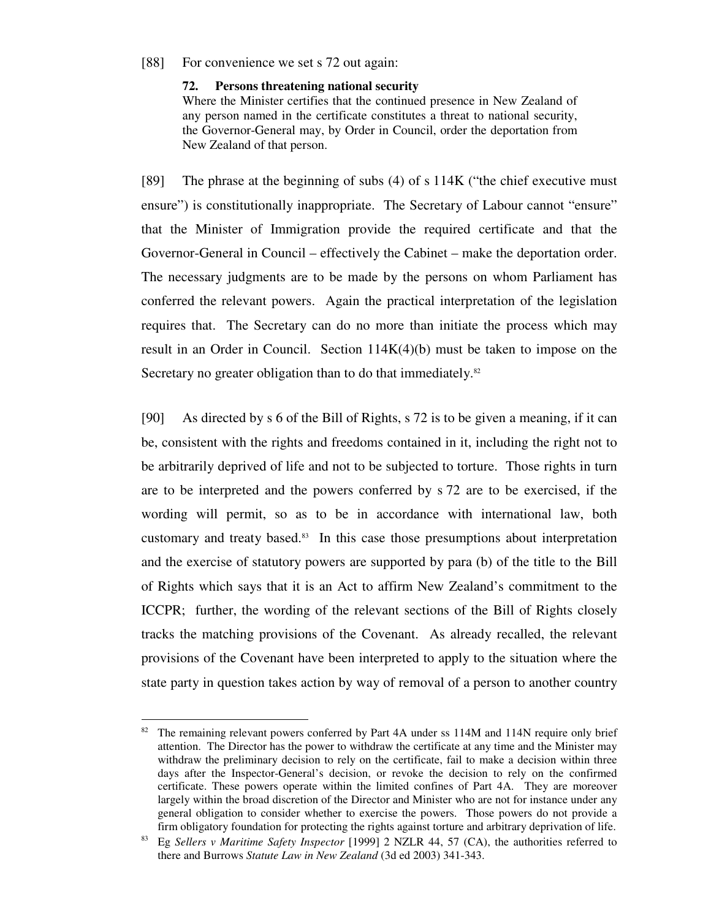[88] For convenience we set s 72 out again:

> **72. Persons threatening national security**
> Where the Minister certifies that the continued presence in New Zealand of any person named in the certificate constitutes a threat to national security, the Governor-General may, by Order in Council, order the deportation from New Zealand of that person.

[89] The phrase at the beginning of subs (4) of s 114K ("the chief executive must ensure") is constitutionally inappropriate. The Secretary of Labour cannot "ensure" that the Minister of Immigration provide the required certificate and that the Governor-General in Council – effectively the Cabinet – make the deportation order. The necessary judgments are to be made by the persons on whom Parliament has conferred the relevant powers. Again the practical interpretation of the legislation requires that. The Secretary can do no more than initiate the process which may result in an Order in Council. Section 114K(4)(b) must be taken to impose on the Secretary no greater obligation than to do that immediately.[82]

[90] As directed by s 6 of the Bill of Rights, s 72 is to be given a meaning, if it can be, consistent with the rights and freedoms contained in it, including the right not to be arbitrarily deprived of life and not to be subjected to torture. Those rights in turn are to be interpreted and the powers conferred by s 72 are to be exercised, if the wording will permit, so as to be in accordance with international law, both customary and treaty based.[83] In this case those presumptions about interpretation and the exercise of statutory powers are supported by para (b) of the title to the Bill of Rights which says that it is an Act to affirm New Zealand's commitment to the ICCPR; further, the wording of the relevant sections of the Bill of Rights closely tracks the matching provisions of the Covenant. As already recalled, the relevant provisions of the Covenant have been interpreted to apply to the situation where the state party in question takes action by way of removal of a person to another country

---

[82] The remaining relevant powers conferred by Part 4A under ss 114M and 114N require only brief attention. The Director has the power to withdraw the certificate at any time and the Minister may withdraw the preliminary decision to rely on the certificate, fail to make a decision within three days after the Inspector-General's decision, or revoke the decision to rely on the confirmed certificate. These powers operate within the limited confines of Part 4A. They are moreover largely within the broad discretion of the Director and Minister who are not for instance under any general obligation to consider whether to exercise the powers. Those powers do not provide a firm obligatory foundation for protecting the rights against torture and arbitrary deprivation of life.

[83] Eg *Sellers v Maritime Safety Inspector* [1999] 2 NZLR 44, 57 (CA), the authorities referred to there and Burrows *Statute Law in New Zealand* (3d ed 2003) 341-343.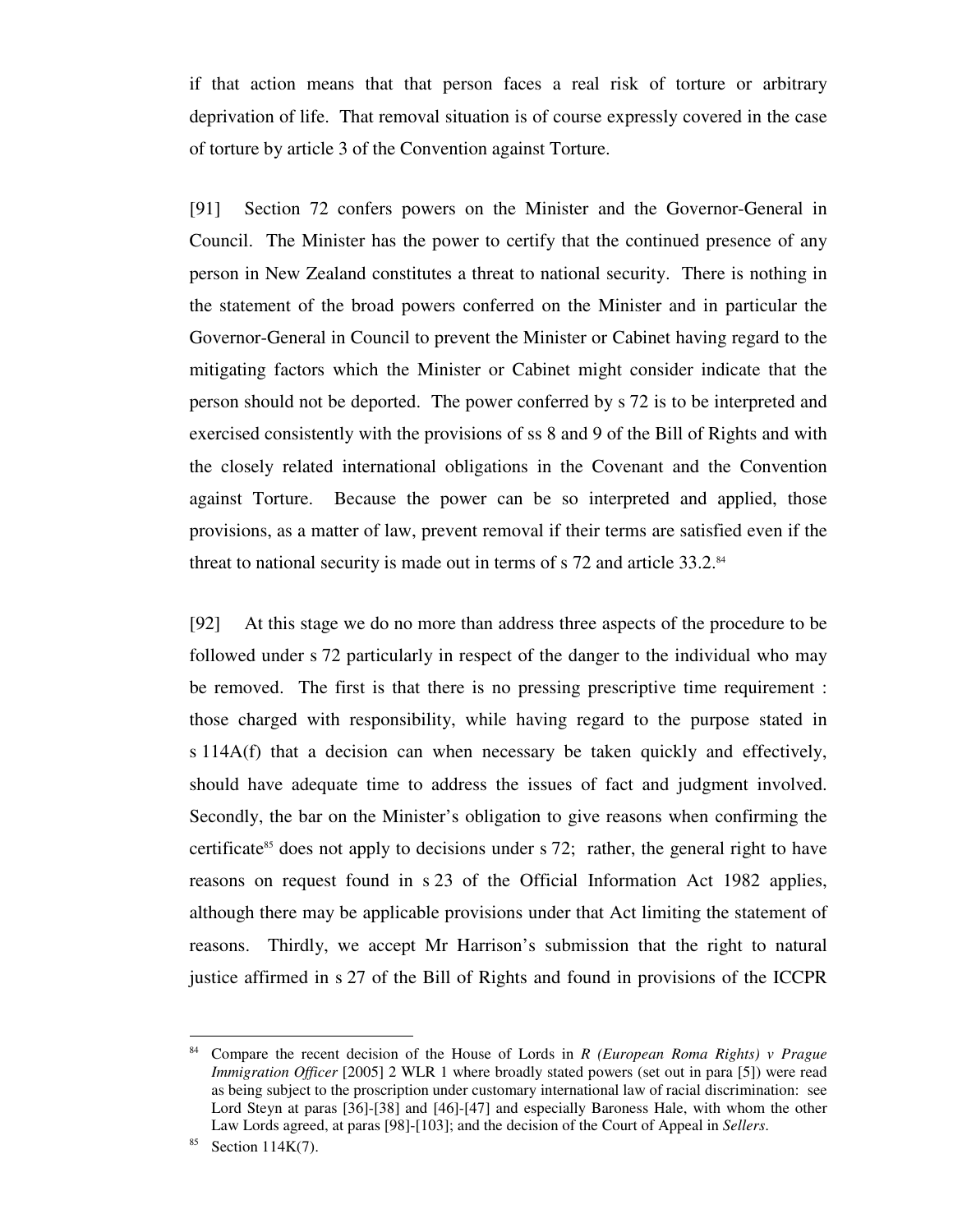if that action means that that person faces a real risk of torture or arbitrary deprivation of life. That removal situation is of course expressly covered in the case of torture by article 3 of the Convention against Torture.

[91] Section 72 confers powers on the Minister and the Governor-General in Council. The Minister has the power to certify that the continued presence of any person in New Zealand constitutes a threat to national security. There is nothing in the statement of the broad powers conferred on the Minister and in particular the Governor-General in Council to prevent the Minister or Cabinet having regard to the mitigating factors which the Minister or Cabinet might consider indicate that the person should not be deported. The power conferred by s 72 is to be interpreted and exercised consistently with the provisions of ss 8 and 9 of the Bill of Rights and with the closely related international obligations in the Covenant and the Convention against Torture. Because the power can be so interpreted and applied, those provisions, as a matter of law, prevent removal if their terms are satisfied even if the threat to national security is made out in terms of s 72 and article 33.2.[84]

[92] At this stage we do no more than address three aspects of the procedure to be followed under s 72 particularly in respect of the danger to the individual who may be removed. The first is that there is no pressing prescriptive time requirement : those charged with responsibility, while having regard to the purpose stated in s 114A(f) that a decision can when necessary be taken quickly and effectively, should have adequate time to address the issues of fact and judgment involved. Secondly, the bar on the Minister's obligation to give reasons when confirming the certificate[85] does not apply to decisions under s 72; rather, the general right to have reasons on request found in s 23 of the Official Information Act 1982 applies, although there may be applicable provisions under that Act limiting the statement of reasons. Thirdly, we accept Mr Harrison's submission that the right to natural justice affirmed in s 27 of the Bill of Rights and found in provisions of the ICCPR

---

[84] Compare the recent decision of the House of Lords in *R (European Roma Rights) v Prague Immigration Officer* [2005] 2 WLR 1 where broadly stated powers (set out in para [5]) were read as being subject to the proscription under customary international law of racial discrimination: see Lord Steyn at paras [36]-[38] and [46]-[47] and especially Baroness Hale, with whom the other Law Lords agreed, at paras [98]-[103]; and the decision of the Court of Appeal in *Sellers*.

[85] Section 114K(7).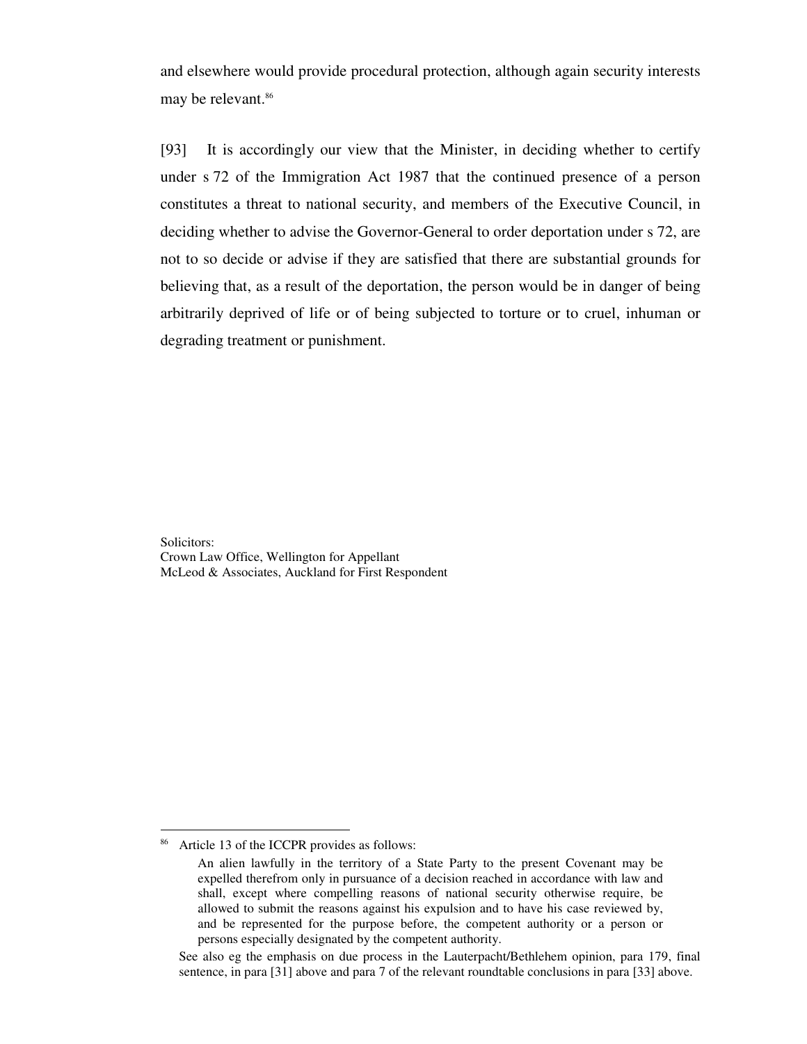and elsewhere would provide procedural protection, although again security interests may be relevant.[86]

[93] It is accordingly our view that the Minister, in deciding whether to certify under s 72 of the Immigration Act 1987 that the continued presence of a person constitutes a threat to national security, and members of the Executive Council, in deciding whether to advise the Governor-General to order deportation under s 72, are not to so decide or advise if they are satisfied that there are substantial grounds for believing that, as a result of the deportation, the person would be in danger of being arbitrarily deprived of life or of being subjected to torture or to cruel, inhuman or degrading treatment or punishment.

Solicitors:
Crown Law Office, Wellington for Appellant
McLeod & Associates, Auckland for First Respondent

---

[86] Article 13 of the ICCPR provides as follows:

> An alien lawfully in the territory of a State Party to the present Covenant may be expelled therefrom only in pursuance of a decision reached in accordance with law and shall, except where compelling reasons of national security otherwise require, be allowed to submit the reasons against his expulsion and to have his case reviewed by, and be represented for the purpose before, the competent authority or a person or persons especially designated by the competent authority.

See also eg the emphasis on due process in the Lauterpacht/Bethlehem opinion, para 179, final sentence, in para [31] above and para 7 of the relevant roundtable conclusions in para [33] above.